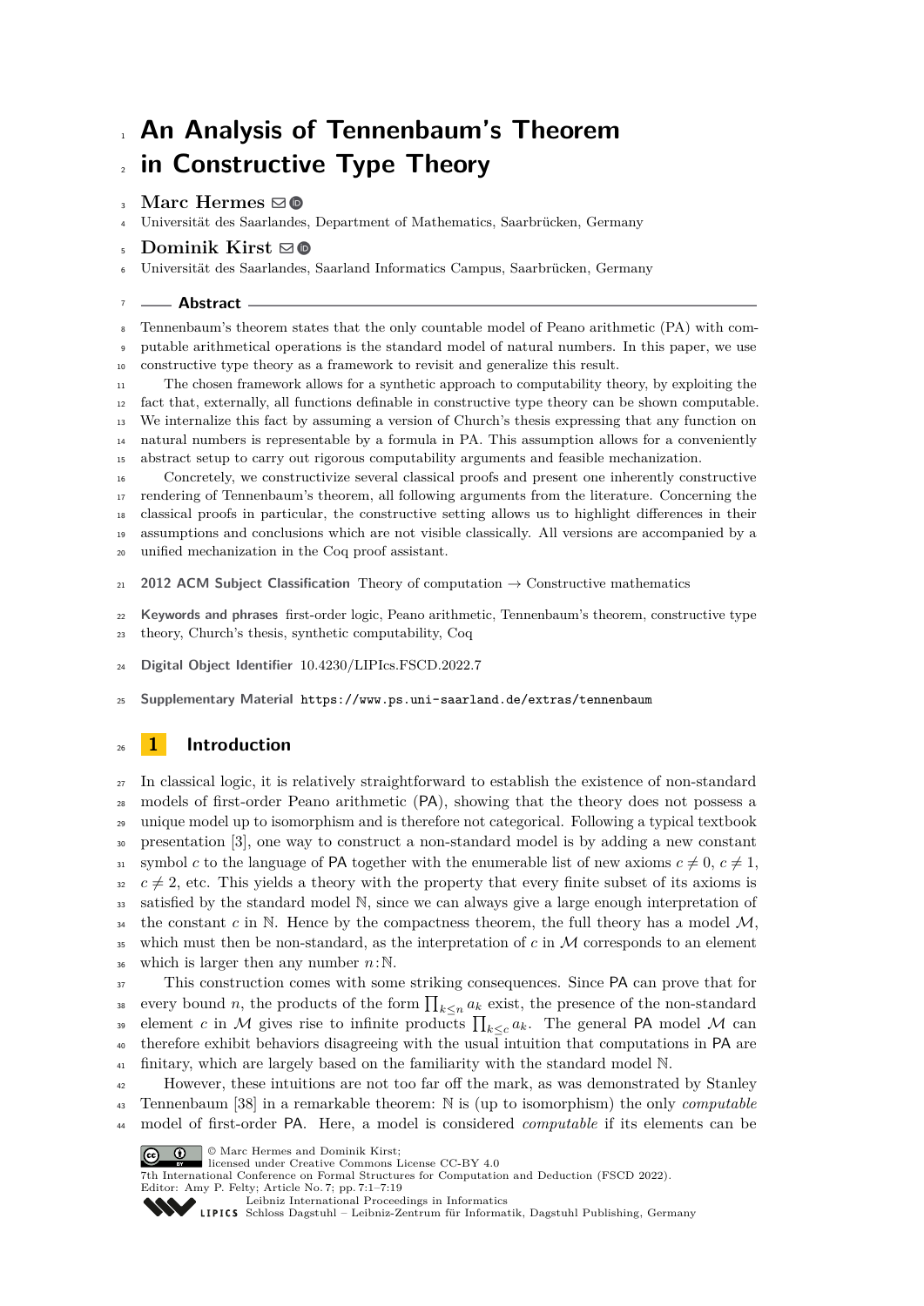# An Analysis of Tennenbaum's Theorem in Constructive Type Theory

**Marc Hermes**
Universität des Saarlandes, Department of Mathematics, Saarbrücken, Germany

**Dominik Kirst**
Universität des Saarlandes, Saarland Informatics Campus, Saarbrücken, Germany

## Abstract

Tennenbaum's theorem states that the only countable model of Peano arithmetic (PA) with computable arithmetical operations is the standard model of natural numbers. In this paper, we use constructive type theory as a framework to revisit and generalize this result.

The chosen framework allows for a synthetic approach to computability theory, by exploiting the fact that, externally, all functions definable in constructive type theory can be shown computable. We internalize this fact by assuming a version of Church's thesis expressing that any function on natural numbers is representable by a formula in PA. This assumption allows for a conveniently abstract setup to carry out rigorous computability arguments and feasible mechanization.

Concretely, we constructivize several classical proofs and present one inherently constructive rendering of Tennenbaum's theorem, all following arguments from the literature. Concerning the classical proofs in particular, the constructive setting allows us to highlight differences in their assumptions and conclusions which are not visible classically. All versions are accompanied by a unified mechanization in the Coq proof assistant.

**2012 ACM Subject Classification** Theory of computation → Constructive mathematics

**Keywords and phrases** first-order logic, Peano arithmetic, Tennenbaum's theorem, constructive type theory, Church's thesis, synthetic computability, Coq

**Digital Object Identifier** 10.4230/LIPIcs.FSCD.2022.7

**Supplementary Material** https://www.ps.uni-saarland.de/extras/tennenbaum

## 1 Introduction

In classical logic, it is relatively straightforward to establish the existence of non-standard models of first-order Peano arithmetic (PA), showing that the theory does not possess a unique model up to isomorphism and is therefore not categorical. Following a typical textbook presentation [3], one way to construct a non-standard model is by adding a new constant symbol $c$ to the language of PA together with the enumerable list of new axioms $c \neq 0$, $c \neq 1$, $c \neq 2$, etc. This yields a theory with the property that every finite subset of its axioms is satisfied by the standard model $\mathbb{N}$, since we can always give a large enough interpretation of the constant $c$ in $\mathbb{N}$. Hence by the compactness theorem, the full theory has a model $\mathcal{M}$, which must then be non-standard, as the interpretation of $c$ in $\mathcal{M}$ corresponds to an element which is larger then any number $n : \mathbb{N}$.

This construction comes with some striking consequences. Since PA can prove that for every bound $n$, the products of the form $\prod_{k \leq n} a_k$ exist, the presence of the non-standard element $c$ in $\mathcal{M}$ gives rise to infinite products $\prod_{k \leq c} a_k$. The general PA model $\mathcal{M}$ can therefore exhibit behaviors disagreeing with the usual intuition that computations in PA are finitary, which are largely based on the familiarity with the standard model $\mathbb{N}$.

However, these intuitions are not too far off the mark, as was demonstrated by Stanley Tennenbaum [38] in a remarkable theorem: $\mathbb{N}$ is (up to isomorphism) the only *computable* model of first-order PA. Here, a model is considered *computable* if its elements can be

© Marc Hermes and Dominik Kirst;
licensed under Creative Commons License CC-BY 4.0
7th International Conference on Formal Structures for Computation and Deduction (FSCD 2022).
Editor: Amy P. Felty; Article No. 7; pp. 7:1–7:19
Leibniz International Proceedings in Informatics
Schloss Dagstuhl – Leibniz-Zentrum für Informatik, Dagstuhl Publishing, Germany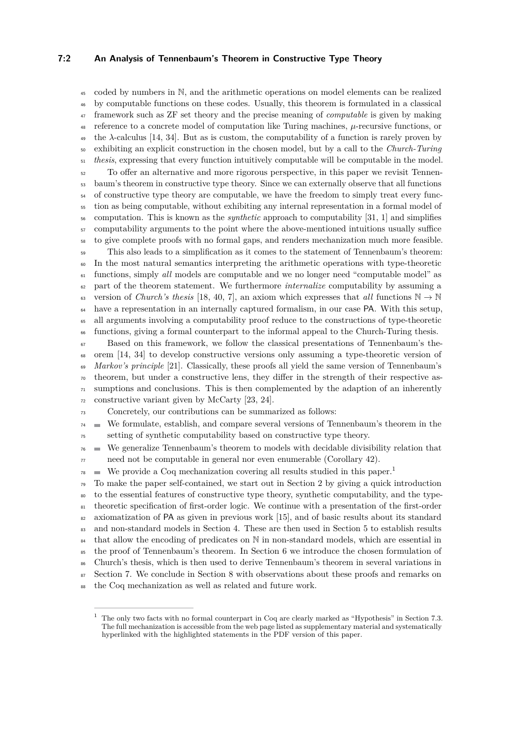coded by numbers in $\mathbb{N}$, and the arithmetic operations on model elements can be realized by computable functions on these codes. Usually, this theorem is formulated in a classical framework such as ZF set theory and the precise meaning of *computable* is given by making reference to a concrete model of computation like Turing machines, $\mu$-recursive functions, or the $\lambda$-calculus [14, 34]. But as is custom, the computability of a function is rarely proven by exhibiting an explicit construction in the chosen model, but by a call to the *Church-Turing thesis*, expressing that every function intuitively computable will be computable in the model.

To offer an alternative and more rigorous perspective, in this paper we revisit Tennenbaum's theorem in constructive type theory. Since we can externally observe that all functions of constructive type theory are computable, we have the freedom to simply treat every function as being computable, without exhibiting any internal representation in a formal model of computation. This is known as the *synthetic* approach to computability [31, 1] and simplifies computability arguments to the point where the above-mentioned intuitions usually suffice to give complete proofs with no formal gaps, and renders mechanization much more feasible.

This also leads to a simplification as it comes to the statement of Tennenbaum's theorem: In the most natural semantics interpreting the arithmetic operations with type-theoretic functions, simply *all* models are computable and we no longer need "computable model" as part of the theorem statement. We furthermore *internalize* computability by assuming a version of *Church's thesis* [18, 40, 7], an axiom which expresses that *all* functions $\mathbb{N} \to \mathbb{N}$ have a representation in an internally captured formalism, in our case PA. With this setup, all arguments involving a computability proof reduce to the constructions of type-theoretic functions, giving a formal counterpart to the informal appeal to the Church-Turing thesis.

Based on this framework, we follow the classical presentations of Tennenbaum's theorem [14, 34] to develop constructive versions only assuming a type-theoretic version of *Markov's principle* [21]. Classically, these proofs all yield the same version of Tennenbaum's theorem, but under a constructive lens, they differ in the strength of their respective assumptions and conclusions. This is then complemented by the adaption of an inherently constructive variant given by McCarty [23, 24].

Concretely, our contributions can be summarized as follows:

- We formulate, establish, and compare several versions of Tennenbaum's theorem in the setting of synthetic computability based on constructive type theory.
- We generalize Tennenbaum's theorem to models with decidable divisibility relation that need not be computable in general nor even enumerable (Corollary 42).
- We provide a Coq mechanization covering all results studied in this paper.[1]

To make the paper self-contained, we start out in Section 2 by giving a quick introduction to the essential features of constructive type theory, synthetic computability, and the type-theoretic specification of first-order logic. We continue with a presentation of the first-order axiomatization of PA as given in previous work [15], and of basic results about its standard and non-standard models in Section 4. These are then used in Section 5 to establish results that allow the encoding of predicates on $\mathbb{N}$ in non-standard models, which are essential in the proof of Tennenbaum's theorem. In Section 6 we introduce the chosen formulation of Church's thesis, which is then used to derive Tennenbaum's theorem in several variations in Section 7. We conclude in Section 8 with observations about these proofs and remarks on the Coq mechanization as well as related and future work.

[1] The only two facts with no formal counterpart in Coq are clearly marked as "Hypothesis" in Section 7.3. The full mechanization is accessible from the web page listed as supplementary material and systematically hyperlinked with the highlighted statements in the PDF version of this paper.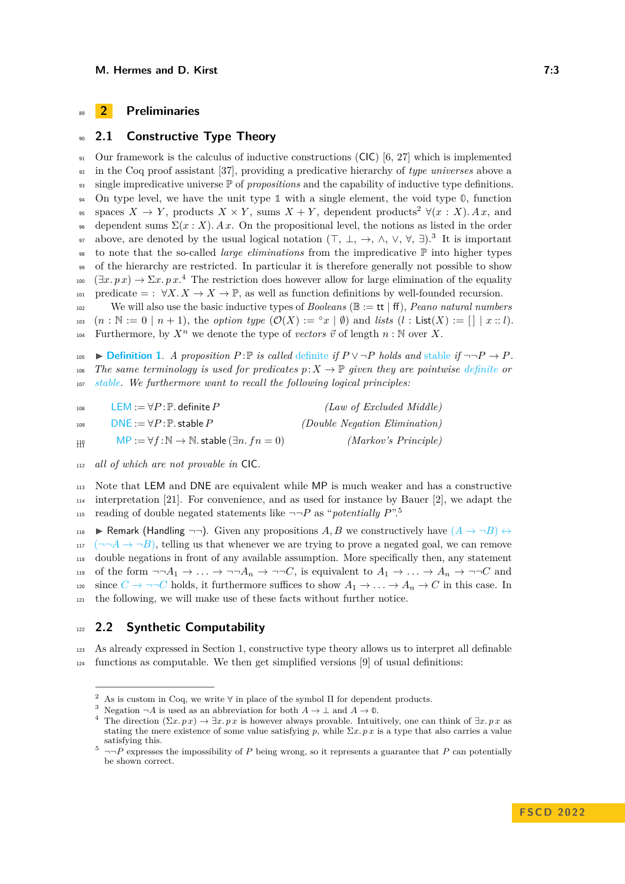## 2 Preliminaries

### 2.1 Constructive Type Theory

Our framework is the calculus of inductive constructions (CIC) [6, 27] which is implemented in the Coq proof assistant [37], providing a predicative hierarchy of *type universes* above a single impredicative universe $\mathbb{P}$ of *propositions* and the capability of inductive type definitions. On type level, we have the unit type $\mathbb{1}$ with a single element, the void type $\mathbb{0}$, function spaces $X \to Y$, products $X \times Y$, sums $X + Y$, dependent products[2] $\forall(x : X).\, A\,x$, and dependent sums $\Sigma(x : X).\, A\,x$. On the propositional level, the notions as listed in the order above, are denoted by the usual logical notation ($\top$, $\bot$, $\to$, $\wedge$, $\vee$, $\forall$, $\exists$).[3] It is important to note that the so-called *large eliminations* from the impredicative $\mathbb{P}$ into higher types of the hierarchy are restricted. In particular it is therefore generally not possible to show $(\exists x.\, p\,x) \to \Sigma x.\, p\,x$.[4] The restriction does however allow for large elimination of the equality predicate $= : \forall X.\, X \to X \to \mathbb{P}$, as well as function definitions by well-founded recursion.

We will also use the basic inductive types of *Booleans* ($\mathbb{B} := \mathsf{tt} \mid \mathsf{ff}$), *Peano natural numbers* ($n : \mathbb{N} := 0 \mid n+1$), the *option type* ($\mathcal{O}(X) := {}^{\circ}x \mid \emptyset$) and *lists* ($l : \mathsf{List}(X) := [\,] \mid x :: l$). Furthermore, by $X^n$ we denote the type of *vectors* $\vec{v}$ of length $n : \mathbb{N}$ over $X$.

▶ **Definition 1.** *A proposition $P : \mathbb{P}$ is called* definite *if $P \vee \neg P$ holds and* stable *if $\neg\neg P \to P$. The same terminology is used for predicates $p : X \to \mathbb{P}$ given they are pointwise* definite *or* stable*. We furthermore want to recall the following logical principles:*

$$\mathsf{LEM} := \forall P : \mathbb{P}.\, \mathsf{definite}\, P \qquad \textit{(Law of Excluded Middle)}$$

$$\mathsf{DNE} := \forall P : \mathbb{P}.\, \mathsf{stable}\, P \qquad \textit{(Double Negation Elimination)}$$

$$\mathsf{MP} := \forall f : \mathbb{N} \to \mathbb{N}.\, \mathsf{stable}\,(\exists n.\, f n = 0) \qquad \textit{(Markov's Principle)}$$

*all of which are not provable in* CIC*.*

Note that LEM and DNE are equivalent while MP is much weaker and has a constructive interpretation [21]. For convenience, and as used for instance by Bauer [2], we adapt the reading of double negated statements like $\neg\neg P$ as "*potentially* $P$".[5]

▶ Remark (Handling $\neg\neg$). Given any propositions $A, B$ we constructively have $(A \to \neg B) \leftrightarrow (\neg\neg A \to \neg B)$, telling us that whenever we are trying to prove a negated goal, we can remove double negations in front of any available assumption. More specifically then, any statement of the form $\neg\neg A_1 \to \ldots \to \neg\neg A_n \to \neg\neg C$, is equivalent to $A_1 \to \ldots \to A_n \to \neg\neg C$ and since $C \to \neg\neg C$ holds, it furthermore suffices to show $A_1 \to \ldots \to A_n \to C$ in this case. In the following, we will make use of these facts without further notice.

### 2.2 Synthetic Computability

As already expressed in Section 1, constructive type theory allows us to interpret all definable functions as computable. We then get simplified versions [9] of usual definitions:

---

[2] As is custom in Coq, we write $\forall$ in place of the symbol $\Pi$ for dependent products.

[3] Negation $\neg A$ is used as an abbreviation for both $A \to \bot$ and $A \to \mathbb{0}$.

[4] The direction $(\Sigma x.\, p\,x) \to \exists x.\, p\,x$ is however always provable. Intuitively, one can think of $\exists x.\, p\,x$ as stating the mere existence of some value satisfying $p$, while $\Sigma x.\, p\,x$ is a type that also carries a value satisfying this.

[5] $\neg\neg P$ expresses the impossibility of $P$ being wrong, so it represents a guarantee that $P$ can potentially be shown correct.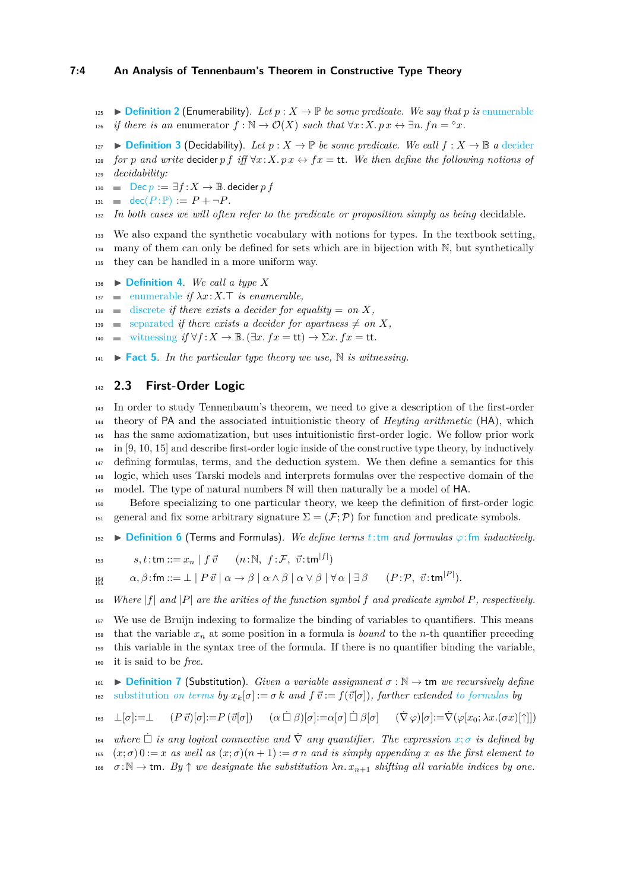▶ **Definition 2** (Enumerability). *Let $p : X \to \mathbb{P}$ be some predicate. We say that $p$ is* enumerable *if there is an enumerator $f : \mathbb{N} \to \mathcal{O}(X)$ such that $\forall x{:}X.\, p\,x \leftrightarrow \exists n.\, f n = {}^\circ x$.*

▶ **Definition 3** (Decidability). *Let $p : X \to \mathbb{P}$ be some predicate. We call $f : X \to \mathbb{B}$ a* decider *for $p$ and write* $\mathsf{decider}\; p\, f$ *iff $\forall x{:}X.\, p\,x \leftrightarrow f x = \mathsf{tt}$. We then define the following notions of decidability:*

- $\mathsf{Dec}\, p := \exists f{:}X \to \mathbb{B}.\, \mathsf{decider}\; p\; f$
- $\mathsf{dec}(P{:}\mathbb{P}) := P + \neg P$.

*In both cases we will often refer to the predicate or proposition simply as being* decidable.

We also expand the synthetic vocabulary with notions for types. In the textbook setting, many of them can only be defined for sets which are in bijection with $\mathbb{N}$, but synthetically they can be handled in a more uniform way.

▶ **Definition 4.** *We call a type $X$*

- enumerable *if $\lambda x{:}X.\top$ is enumerable,*
- discrete *if there exists a decider for equality $=$ on $X$,*
- separated *if there exists a decider for apartness $\neq$ on $X$,*
- witnessing *if $\forall f{:}X \to \mathbb{B}.\, (\exists x.\, f x = \mathsf{tt}) \to \Sigma x.\, f x = \mathsf{tt}$.*

▶ **Fact 5.** *In the particular type theory we use, $\mathbb{N}$ is witnessing.*

## 2.3 First-Order Logic

In order to study Tennenbaum's theorem, we need to give a description of the first-order theory of PA and the associated intuitionistic theory of *Heyting arithmetic* (HA), which has the same axiomatization, but uses intuitionistic first-order logic. We follow prior work in [9, 10, 15] and describe first-order logic inside of the constructive type theory, by inductively defining formulas, terms, and the deduction system. We then define a semantics for this logic, which uses Tarski models and interprets formulas over the respective domain of the model. The type of natural numbers $\mathbb{N}$ will then naturally be a model of HA.

Before specializing to one particular theory, we keep the definition of first-order logic general and fix some arbitrary signature $\Sigma = (\mathcal{F}; \mathcal{P})$ for function and predicate symbols.

▶ **Definition 6** (Terms and Formulas). *We define terms $t{:}\mathsf{tm}$ and formulas $\varphi{:}\mathsf{fm}$ inductively.*

$$s, t{:}\mathsf{tm} ::= x_n \mid f\,\vec{v} \qquad (n{:}\mathbb{N},\ f{:}\mathcal{F},\ \vec{v}{:}\mathsf{tm}^{|f|})$$

$$\alpha, \beta{:}\mathsf{fm} ::= \bot \mid P\,\vec{v} \mid \alpha \to \beta \mid \alpha \wedge \beta \mid \alpha \vee \beta \mid \forall\,\alpha \mid \exists\,\beta \qquad (P{:}\mathcal{P},\ \vec{v}{:}\mathsf{tm}^{|P|}).$$

*Where $|f|$ and $|P|$ are the arities of the function symbol $f$ and predicate symbol $P$, respectively.*

We use de Bruijn indexing to formalize the binding of variables to quantifiers. This means that the variable $x_n$ at some position in a formula is *bound* to the $n$-th quantifier preceding this variable in the syntax tree of the formula. If there is no quantifier binding the variable, it is said to be *free*.

▶ **Definition 7** (Substitution). *Given a variable assignment $\sigma : \mathbb{N} \to \mathsf{tm}$ we recursively define* substitution *on terms by $x_k[\sigma] := \sigma\, k$ and $f\,\vec{v} := f(\vec{v}[\sigma])$, further extended to formulas by*

$$\bot[\sigma]{:=}\bot \qquad (P\,\vec{v})[\sigma]{:=}P\,(\vec{v}[\sigma]) \qquad (\alpha \,\dot{\square}\, \beta)[\sigma]{:=}\alpha[\sigma] \,\dot{\square}\, \beta[\sigma] \qquad (\dot{\nabla}\,\varphi)[\sigma]{:=}\dot{\nabla}(\varphi[x_0; \lambda x.(\sigma x)[\uparrow]])$$

*where $\dot{\square}$ is any logical connective and $\dot{\nabla}$ any quantifier. The expression $x;\sigma$ is defined by $(x;\sigma)\,0 := x$ as well as $(x;\sigma)(n+1) := \sigma\, n$ and is simply appending $x$ as the first element to $\sigma{:}\mathbb{N} \to \mathsf{tm}$. By $\uparrow$ we designate the substitution $\lambda n.\, x_{n+1}$ shifting all variable indices by one.*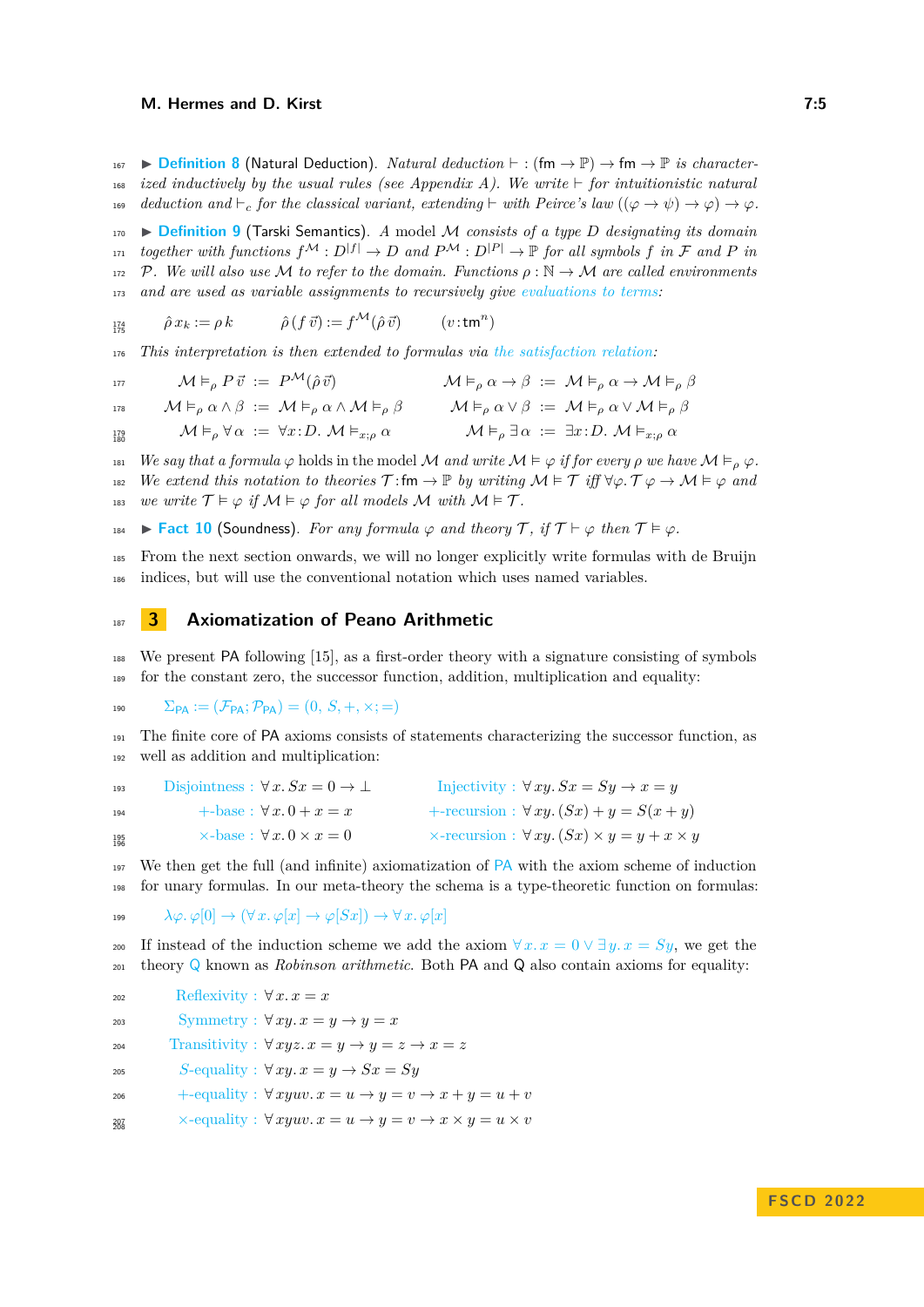▶ **Definition 8** (Natural Deduction). *Natural deduction* $\vdash : (\mathsf{fm} \to \mathbb{P}) \to \mathsf{fm} \to \mathbb{P}$ *is characterized inductively by the usual rules (see Appendix A). We write* $\vdash$ *for intuitionistic natural deduction and* $\vdash_c$ *for the classical variant, extending* $\vdash$ *with Peirce's law* $((\varphi \to \psi) \to \varphi) \to \varphi$.

▶ **Definition 9** (Tarski Semantics). *A model* $\mathcal{M}$ *consists of a type* $D$ *designating its domain together with functions* $f^{\mathcal{M}} : D^{|f|} \to D$ *and* $P^{\mathcal{M}} : D^{|P|} \to \mathbb{P}$ *for all symbols* $f$ *in* $\mathcal{F}$ *and* $P$ *in* $\mathcal{P}$*. We will also use* $\mathcal{M}$ *to refer to the domain. Functions* $\rho : \mathbb{N} \to \mathcal{M}$ *are called environments and are used as variable assignments to recursively give evaluations to terms:*

$$\hat{\rho}\, x_k := \rho\, k \qquad \hat{\rho}\,(f\,\vec{v}) := f^{\mathcal{M}}(\hat{\rho}\,\vec{v}) \qquad (v : \mathsf{tm}^n)$$

*This interpretation is then extended to formulas via the satisfaction relation:*

$$\mathcal{M} \vDash_\rho P\,\vec{v} \;:=\; P^{\mathcal{M}}(\hat{\rho}\,\vec{v}) \qquad \mathcal{M} \vDash_\rho \alpha \to \beta \;:=\; \mathcal{M} \vDash_\rho \alpha \to \mathcal{M} \vDash_\rho \beta$$

$$\mathcal{M} \vDash_\rho \alpha \wedge \beta \;:=\; \mathcal{M} \vDash_\rho \alpha \wedge \mathcal{M} \vDash_\rho \beta \qquad \mathcal{M} \vDash_\rho \alpha \vee \beta \;:=\; \mathcal{M} \vDash_\rho \alpha \vee \mathcal{M} \vDash_\rho \beta$$

$$\mathcal{M} \vDash_\rho \forall \alpha \;:=\; \forall x{:}D.\ \mathcal{M} \vDash_{x;\rho} \alpha \qquad \mathcal{M} \vDash_\rho \exists \alpha \;:=\; \exists x{:}D.\ \mathcal{M} \vDash_{x;\rho} \alpha$$

*We say that a formula* $\varphi$ holds *in the model* $\mathcal{M}$ *and write* $\mathcal{M} \vDash \varphi$ *if for every* $\rho$ *we have* $\mathcal{M} \vDash_\rho \varphi$*. We extend this notation to theories* $\mathcal{T} : \mathsf{fm} \to \mathbb{P}$ *by writing* $\mathcal{M} \vDash \mathcal{T}$ *iff* $\forall \varphi.\, \mathcal{T}\,\varphi \to \mathcal{M} \vDash \varphi$ *and we write* $\mathcal{T} \vDash \varphi$ *if* $\mathcal{M} \vDash \varphi$ *for all models* $\mathcal{M}$ *with* $\mathcal{M} \vDash \mathcal{T}$.

▶ **Fact 10** (Soundness). *For any formula* $\varphi$ *and theory* $\mathcal{T}$*, if* $\mathcal{T} \vdash \varphi$ *then* $\mathcal{T} \vDash \varphi$.

From the next section onwards, we will no longer explicitly write formulas with de Bruijn indices, but will use the conventional notation which uses named variables.

## 3 Axiomatization of Peano Arithmetic

We present PA following [15], as a first-order theory with a signature consisting of symbols for the constant zero, the successor function, addition, multiplication and equality:

$$\Sigma_{\mathsf{PA}} := (\mathcal{F}_{\mathsf{PA}}; \mathcal{P}_{\mathsf{PA}}) = (0,\, S,\, +,\, \times;\, =)$$

The finite core of PA axioms consists of statements characterizing the successor function, as well as addition and multiplication:

$$\text{Disjointness} : \forall x.\, Sx = 0 \to \bot \qquad \text{Injectivity} : \forall xy.\, Sx = Sy \to x = y$$

$$+\text{-base} : \forall x.\, 0 + x = x \qquad +\text{-recursion} : \forall xy.\, (Sx) + y = S(x + y)$$

$$\times\text{-base} : \forall x.\, 0 \times x = 0 \qquad \times\text{-recursion} : \forall xy.\, (Sx) \times y = y + x \times y$$

We then get the full (and infinite) axiomatization of PA with the axiom scheme of induction for unary formulas. In our meta-theory the schema is a type-theoretic function on formulas:

$$\lambda \varphi.\, \varphi[0] \to (\forall x.\, \varphi[x] \to \varphi[Sx]) \to \forall x.\, \varphi[x]$$

If instead of the induction scheme we add the axiom $\forall x.\, x = 0 \vee \exists y.\, x = Sy$, we get the theory Q known as *Robinson arithmetic*. Both PA and Q also contain axioms for equality:

$$\text{Reflexivity} : \forall x.\, x = x$$

$$\text{Symmetry} : \forall xy.\, x = y \to y = x$$

$$\text{Transitivity} : \forall xyz.\, x = y \to y = z \to x = z$$

$$S\text{-equality} : \forall xy.\, x = y \to Sx = Sy$$

$$+\text{-equality} : \forall xyuv.\, x = u \to y = v \to x + y = u + v$$

$$\times\text{-equality} : \forall xyuv.\, x = u \to y = v \to x \times y = u \times v$$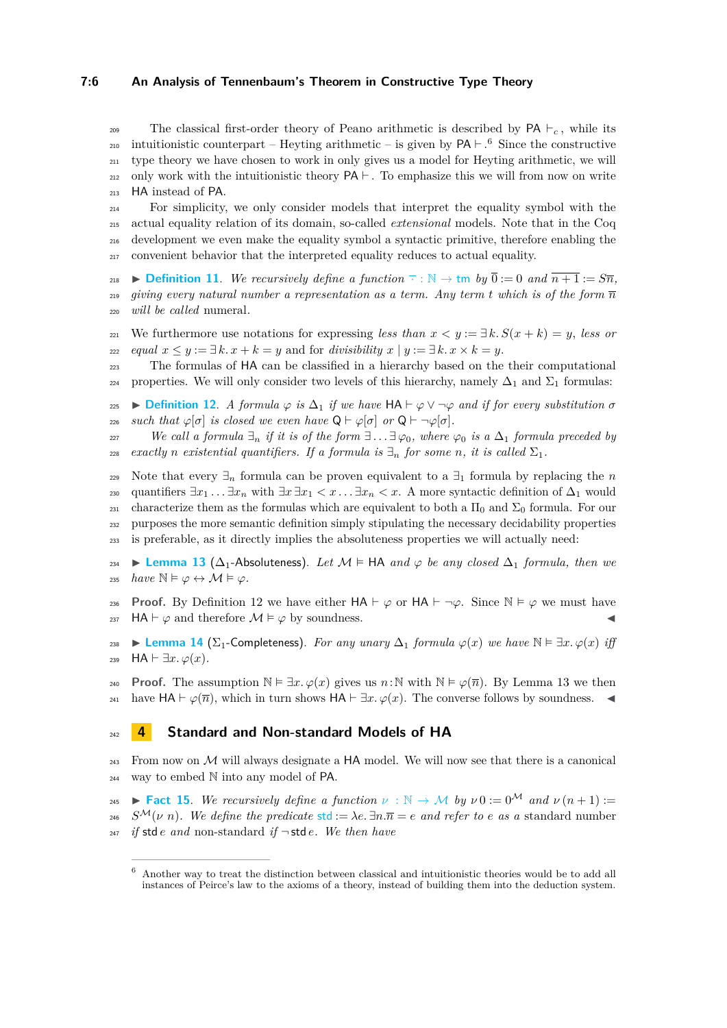The classical first-order theory of Peano arithmetic is described by $\mathsf{PA} \vdash_c$, while its intuitionistic counterpart – Heyting arithmetic – is given by $\mathsf{PA} \vdash$.[6] Since the constructive type theory we have chosen to work in only gives us a model for Heyting arithmetic, we will only work with the intuitionistic theory $\mathsf{PA} \vdash$. To emphasize this we will from now on write $\mathsf{HA}$ instead of $\mathsf{PA}$.

For simplicity, we only consider models that interpret the equality symbol with the actual equality relation of its domain, so-called *extensional* models. Note that in the Coq development we even make the equality symbol a syntactic primitive, therefore enabling the convenient behavior that the interpreted equality reduces to actual equality.

▶ **Definition 11.** *We recursively define a function $\overline{\cdot} : \mathbb{N} \to \mathsf{tm}$ by $\overline{0} := 0$ and $\overline{n+1} := S\overline{n}$, giving every natural number a representation as a term. Any term $t$ which is of the form $\overline{n}$ will be called* numeral.

We furthermore use notations for expressing *less than* $x < y := \exists k.\, S(x+k) = y$, *less or equal* $x \leq y := \exists k.\, x + k = y$ and for *divisibility* $x \mid y := \exists k.\, x \times k = y$.

The formulas of HA can be classified in a hierarchy based on the their computational properties. We will only consider two levels of this hierarchy, namely $\Delta_1$ and $\Sigma_1$ formulas:

▶ **Definition 12.** *A formula $\varphi$ is $\Delta_1$ if we have $\mathsf{HA} \vdash \varphi \vee \neg\varphi$ and if for every substitution $\sigma$ such that $\varphi[\sigma]$ is closed we even have $\mathsf{Q} \vdash \varphi[\sigma]$ or $\mathsf{Q} \vdash \neg\varphi[\sigma]$.*

*We call a formula $\exists_n$ if it is of the form $\exists \ldots \exists\, \varphi_0$, where $\varphi_0$ is a $\Delta_1$ formula preceded by exactly $n$ existential quantifiers. If a formula is $\exists_n$ for some $n$, it is called $\Sigma_1$.*

Note that every $\exists_n$ formula can be proven equivalent to a $\exists_1$ formula by replacing the $n$ quantifiers $\exists x_1 \ldots \exists x_n$ with $\exists x\, \exists x_1 < x \ldots \exists x_n < x$. A more syntactic definition of $\Delta_1$ would characterize them as the formulas which are equivalent to both a $\Pi_0$ and $\Sigma_0$ formula. For our purposes the more semantic definition simply stipulating the necessary decidability properties is preferable, as it directly implies the absoluteness properties we will actually need:

▶ **Lemma 13** ($\Delta_1$-Absoluteness)**.** *Let $\mathcal{M} \vDash \mathsf{HA}$ and $\varphi$ be any closed $\Delta_1$ formula, then we have $\mathbb{N} \vDash \varphi \leftrightarrow \mathcal{M} \vDash \varphi$.*

**Proof.** By Definition 12 we have either $\mathsf{HA} \vdash \varphi$ or $\mathsf{HA} \vdash \neg\varphi$. Since $\mathbb{N} \vDash \varphi$ we must have $\mathsf{HA} \vdash \varphi$ and therefore $\mathcal{M} \vDash \varphi$ by soundness. ◀

▶ **Lemma 14** ($\Sigma_1$-Completeness)**.** *For any unary $\Delta_1$ formula $\varphi(x)$ we have $\mathbb{N} \vDash \exists x.\, \varphi(x)$ iff $\mathsf{HA} \vdash \exists x.\, \varphi(x)$.*

**Proof.** The assumption $\mathbb{N} \vDash \exists x.\, \varphi(x)$ gives us $n : \mathbb{N}$ with $\mathbb{N} \vDash \varphi(\overline{n})$. By Lemma 13 we then have $\mathsf{HA} \vdash \varphi(\overline{n})$, which in turn shows $\mathsf{HA} \vdash \exists x.\, \varphi(x)$. The converse follows by soundness. ◀

## 4 Standard and Non-standard Models of HA

From now on $\mathcal{M}$ will always designate a HA model. We will now see that there is a canonical way to embed $\mathbb{N}$ into any model of PA.

▶ **Fact 15.** *We recursively define a function $\nu : \mathbb{N} \to \mathcal{M}$ by $\nu\, 0 := 0^{\mathcal{M}}$ and $\nu\,(n+1) := S^{\mathcal{M}}(\nu\, n)$. We define the predicate $\mathsf{std} := \lambda e.\, \exists n.\, \overline{n} = e$ and refer to $e$ as a* standard number *if $\mathsf{std}\, e$ and* non-standard *if $\neg\, \mathsf{std}\, e$. We then have*

[6] Another way to treat the distinction between classical and intuitionistic theories would be to add all instances of Peirce's law to the axioms of a theory, instead of building them into the deduction system.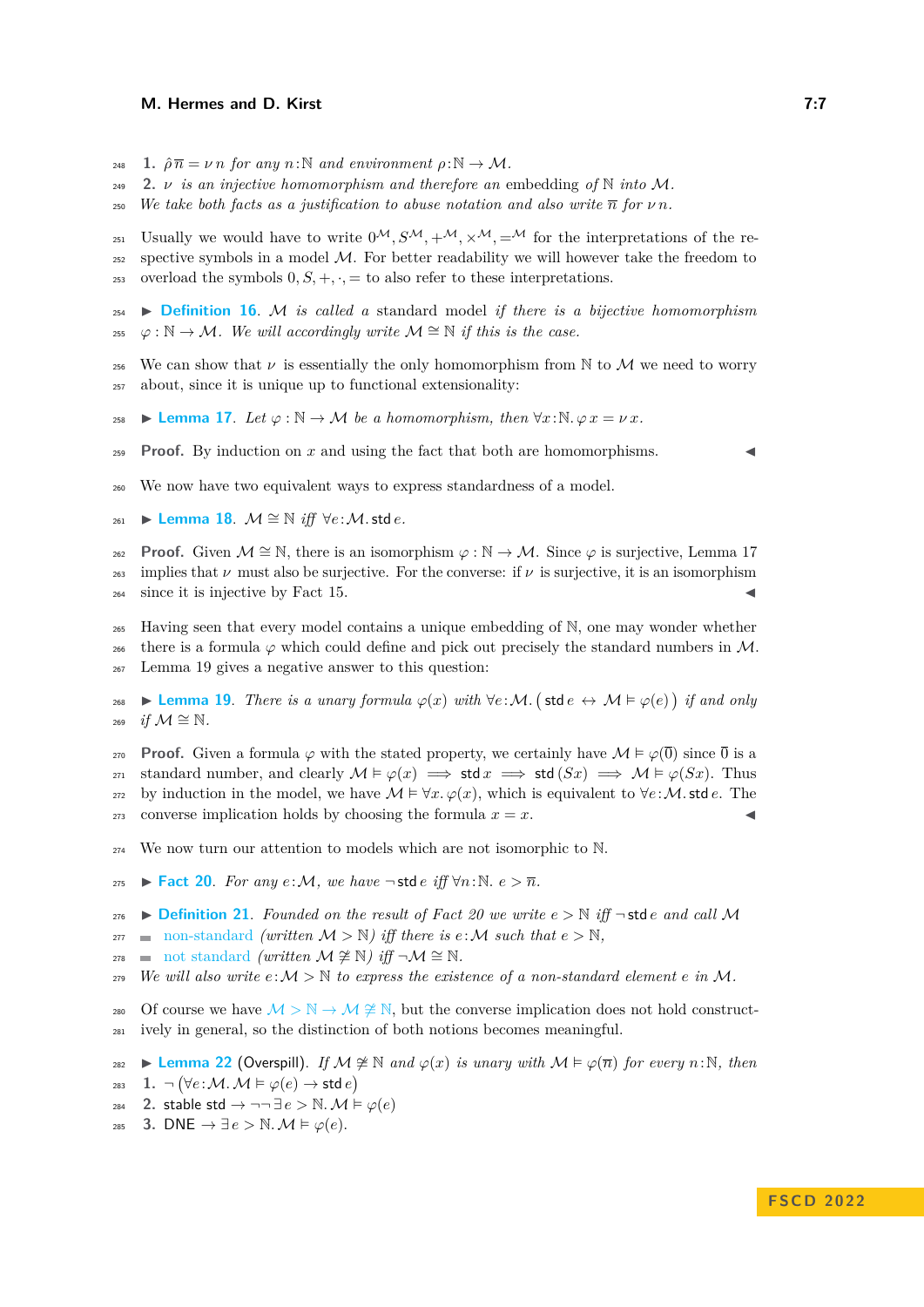1. $\hat{\rho}\,\overline{n} = \nu\, n$ *for any* $n\!:\!\mathbb{N}$ *and environment* $\rho\!:\!\mathbb{N} \to \mathcal{M}$.
2. $\nu$ *is an injective homomorphism and therefore an* embedding *of* $\mathbb{N}$ *into* $\mathcal{M}$.

*We take both facts as a justification to abuse notation and also write* $\overline{n}$ *for* $\nu\, n$.

Usually we would have to write $0^{\mathcal{M}}, S^{\mathcal{M}}, +^{\mathcal{M}}, \times^{\mathcal{M}}, =^{\mathcal{M}}$ for the interpretations of the respective symbols in a model $\mathcal{M}$. For better readability we will however take the freedom to overload the symbols $0, S, +, \cdot, =$ to also refer to these interpretations.

▶ **Definition 16.** *$\mathcal{M}$ is called a* standard model *if there is a bijective homomorphism* $\varphi : \mathbb{N} \to \mathcal{M}$. *We will accordingly write* $\mathcal{M} \cong \mathbb{N}$ *if this is the case.*

We can show that $\nu$ is essentially the only homomorphism from $\mathbb{N}$ to $\mathcal{M}$ we need to worry about, since it is unique up to functional extensionality:

▶ **Lemma 17.** *Let* $\varphi : \mathbb{N} \to \mathcal{M}$ *be a homomorphism, then* $\forall x\!:\!\mathbb{N}.\, \varphi\, x = \nu\, x$.

**Proof.** By induction on $x$ and using the fact that both are homomorphisms. ◀

We now have two equivalent ways to express standardness of a model.

▶ **Lemma 18.** $\mathcal{M} \cong \mathbb{N}$ *iff* $\forall e\!:\!\mathcal{M}.\, \mathsf{std}\, e$.

**Proof.** Given $\mathcal{M} \cong \mathbb{N}$, there is an isomorphism $\varphi : \mathbb{N} \to \mathcal{M}$. Since $\varphi$ is surjective, Lemma 17 implies that $\nu$ must also be surjective. For the converse: if $\nu$ is surjective, it is an isomorphism since it is injective by Fact 15. ◀

Having seen that every model contains a unique embedding of $\mathbb{N}$, one may wonder whether there is a formula $\varphi$ which could define and pick out precisely the standard numbers in $\mathcal{M}$. Lemma 19 gives a negative answer to this question:

▶ **Lemma 19.** *There is a unary formula* $\varphi(x)$ *with* $\forall e\!:\!\mathcal{M}.\, \big(\mathsf{std}\, e \leftrightarrow \mathcal{M} \vDash \varphi(e)\big)$ *if and only if* $\mathcal{M} \cong \mathbb{N}$.

**Proof.** Given a formula $\varphi$ with the stated property, we certainly have $\mathcal{M} \vDash \varphi(\overline{0})$ since $\overline{0}$ is a standard number, and clearly $\mathcal{M} \vDash \varphi(x) \implies \mathsf{std}\, x \implies \mathsf{std}\,(Sx) \implies \mathcal{M} \vDash \varphi(Sx)$. Thus by induction in the model, we have $\mathcal{M} \vDash \forall x.\, \varphi(x)$, which is equivalent to $\forall e\!:\!\mathcal{M}.\, \mathsf{std}\, e$. The converse implication holds by choosing the formula $x = x$. ◀

We now turn our attention to models which are not isomorphic to $\mathbb{N}$.

▶ **Fact 20.** *For any* $e\!:\!\mathcal{M}$*, we have* $\neg\, \mathsf{std}\, e$ *iff* $\forall n\!:\!\mathbb{N}.\ e > \overline{n}$.

▶ **Definition 21.** *Founded on the result of Fact 20 we write* $e > \mathbb{N}$ *iff* $\neg\, \mathsf{std}\, e$ *and call* $\mathcal{M}$

- non-standard *(written* $\mathcal{M} > \mathbb{N}$*) iff there is* $e\!:\!\mathcal{M}$ *such that* $e > \mathbb{N}$*,*
- not standard *(written* $\mathcal{M} \ncong \mathbb{N}$*) iff* $\neg \mathcal{M} \cong \mathbb{N}$.

*We will also write* $e\!:\!\mathcal{M} > \mathbb{N}$ *to express the existence of a non-standard element* $e$ *in* $\mathcal{M}$.

Of course we have $\mathcal{M} > \mathbb{N} \to \mathcal{M} \ncong \mathbb{N}$, but the converse implication does not hold constructively in general, so the distinction of both notions becomes meaningful.

▶ **Lemma 22** (Overspill). *If* $\mathcal{M} \ncong \mathbb{N}$ *and* $\varphi(x)$ *is unary with* $\mathcal{M} \vDash \varphi(\overline{n})$ *for every* $n\!:\!\mathbb{N}$*, then*

1. $\neg\, \big(\forall e\!:\!\mathcal{M}.\, \mathcal{M} \vDash \varphi(e) \to \mathsf{std}\, e\big)$
2. $\mathsf{stable\ std} \to \neg\neg\, \exists\, e > \mathbb{N}.\, \mathcal{M} \vDash \varphi(e)$
3. $\mathsf{DNE} \to \exists\, e > \mathbb{N}.\, \mathcal{M} \vDash \varphi(e)$.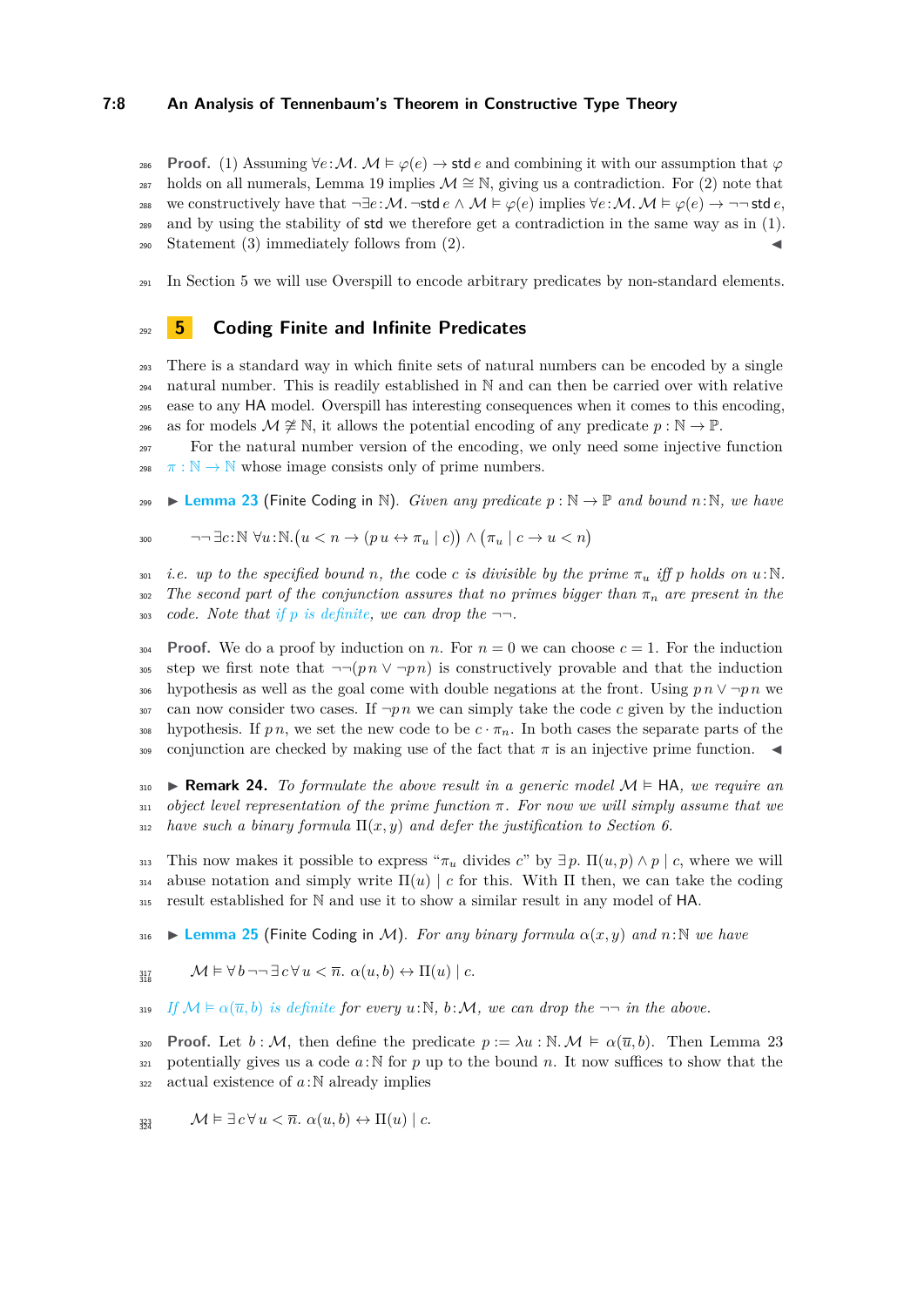**Proof.** (1) Assuming $\forall e{:}\mathcal{M}.\ \mathcal{M} \vDash \varphi(e) \to \mathsf{std}\, e$ and combining it with our assumption that $\varphi$ holds on all numerals, Lemma 19 implies $\mathcal{M} \cong \mathbb{N}$, giving us a contradiction. For (2) note that we constructively have that $\neg\exists e{:}\mathcal{M}.\, \neg\mathsf{std}\, e \wedge \mathcal{M} \vDash \varphi(e)$ implies $\forall e{:}\mathcal{M}.\ \mathcal{M} \vDash \varphi(e) \to \neg\neg\,\mathsf{std}\, e$, and by using the stability of $\mathsf{std}$ we therefore get a contradiction in the same way as in (1). Statement (3) immediately follows from (2). ◀

In Section 5 we will use Overspill to encode arbitrary predicates by non-standard elements.

## 5 Coding Finite and Infinite Predicates

There is a standard way in which finite sets of natural numbers can be encoded by a single natural number. This is readily established in $\mathbb{N}$ and can then be carried over with relative ease to any $\mathsf{HA}$ model. Overspill has interesting consequences when it comes to this encoding, as for models $\mathcal{M} \not\cong \mathbb{N}$, it allows the potential encoding of any predicate $p : \mathbb{N} \to \mathbb{P}$.

For the natural number version of the encoding, we only need some injective function $\pi : \mathbb{N} \to \mathbb{N}$ whose image consists only of prime numbers.

▶ **Lemma 23** (Finite Coding in $\mathbb{N}$). *Given any predicate $p : \mathbb{N} \to \mathbb{P}$ and bound $n{:}\mathbb{N}$, we have*

$$\neg\neg\exists c{:}\mathbb{N}\ \forall u{:}\mathbb{N}. \big(u < n \to (p\, u \leftrightarrow \pi_u \mid c)\big) \wedge \big(\pi_u \mid c \to u < n\big)$$

*i.e. up to the specified bound $n$, the code $c$ is divisible by the prime $\pi_u$ iff $p$ holds on $u{:}\mathbb{N}$. The second part of the conjunction assures that no primes bigger than $\pi_n$ are present in the code. Note that if $p$ is definite, we can drop the $\neg\neg$.*

**Proof.** We do a proof by induction on $n$. For $n = 0$ we can choose $c = 1$. For the induction step we first note that $\neg\neg(p\, n \vee \neg p\, n)$ is constructively provable and that the induction hypothesis as well as the goal come with double negations at the front. Using $p\, n \vee \neg p\, n$ we can now consider two cases. If $\neg p\, n$ we can simply take the code $c$ given by the induction hypothesis. If $p\, n$, we set the new code to be $c \cdot \pi_n$. In both cases the separate parts of the conjunction are checked by making use of the fact that $\pi$ is an injective prime function. ◀

▶ **Remark 24.** *To formulate the above result in a generic model $\mathcal{M} \vDash \mathsf{HA}$, we require an object level representation of the prime function $\pi$. For now we will simply assume that we have such a binary formula $\Pi(x, y)$ and defer the justification to Section 6.*

This now makes it possible to express "$\pi_u$ divides $c$" by $\exists p.\ \Pi(u, p) \wedge p \mid c$, where we will abuse notation and simply write $\Pi(u) \mid c$ for this. With $\Pi$ then, we can take the coding result established for $\mathbb{N}$ and use it to show a similar result in any model of $\mathsf{HA}$.

▶ **Lemma 25** (Finite Coding in $\mathcal{M}$). *For any binary formula $\alpha(x, y)$ and $n{:}\mathbb{N}$ we have*

$$\mathcal{M} \vDash \forall b\, \neg\neg\, \exists c\, \forall u < \overline{n}.\ \alpha(u, b) \leftrightarrow \Pi(u) \mid c.$$

*If $\mathcal{M} \vDash \alpha(\overline{u}, b)$ is definite for every $u{:}\mathbb{N}$, $b{:}\mathcal{M}$, we can drop the $\neg\neg$ in the above.*

**Proof.** Let $b : \mathcal{M}$, then define the predicate $p := \lambda u : \mathbb{N}.\, \mathcal{M} \vDash \alpha(\overline{u}, b)$. Then Lemma 23 potentially gives us a code $a{:}\mathbb{N}$ for $p$ up to the bound $n$. It now suffices to show that the actual existence of $a{:}\mathbb{N}$ already implies

$$\mathcal{M} \vDash \exists c\, \forall u < \overline{n}.\ \alpha(u, b) \leftrightarrow \Pi(u) \mid c.$$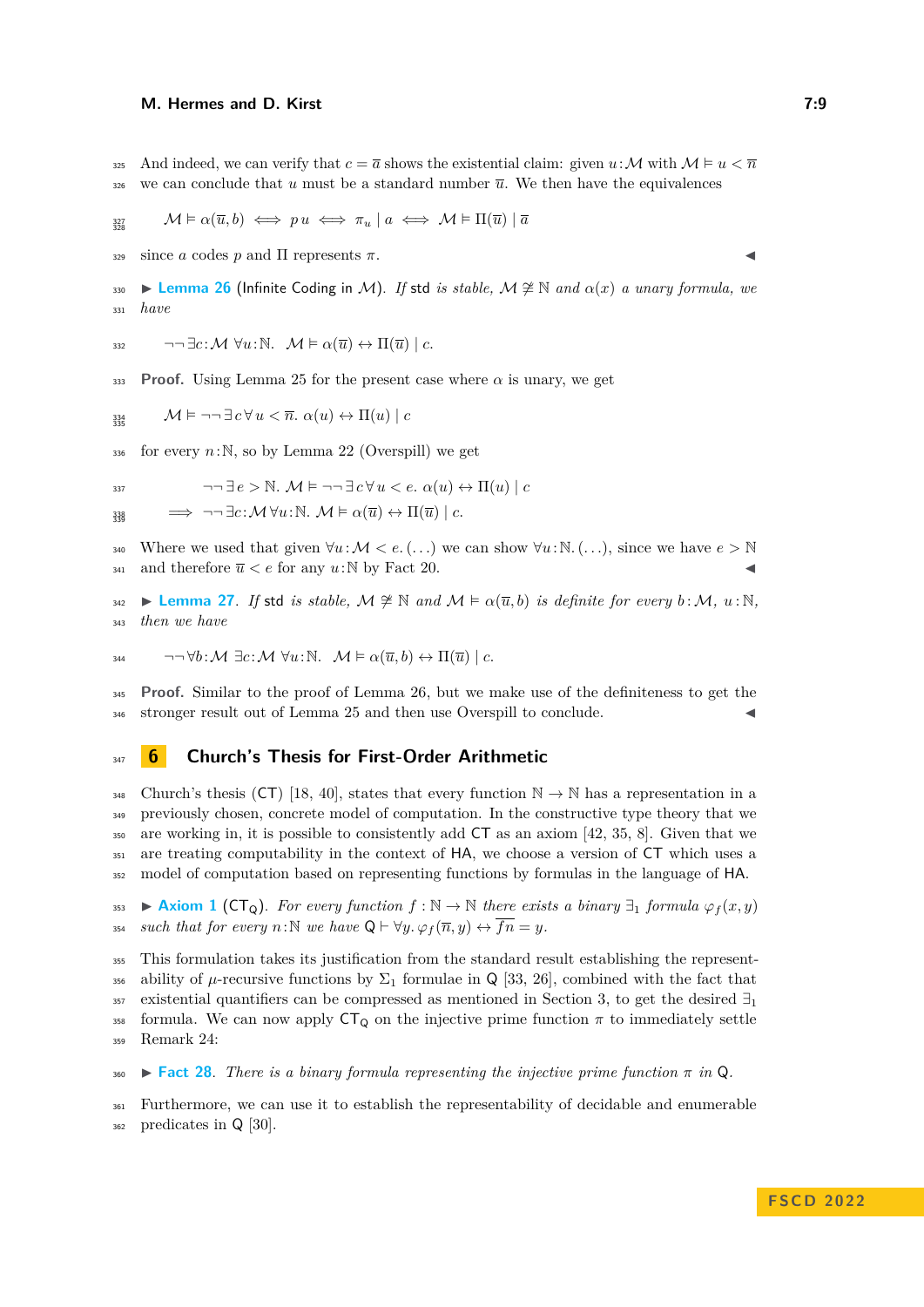And indeed, we can verify that $c = \overline{a}$ shows the existential claim: given $u{:}\mathcal{M}$ with $\mathcal{M} \vDash u < \overline{n}$ we can conclude that $u$ must be a standard number $\overline{u}$. We then have the equivalences

$$\mathcal{M} \vDash \alpha(\overline{u}, b) \iff p\,u \iff \pi_u \mid a \iff \mathcal{M} \vDash \Pi(\overline{u}) \mid \overline{a}$$

since $a$ codes $p$ and $\Pi$ represents $\pi$. ◂

▸ **Lemma 26** (Infinite Coding in $\mathcal{M}$). *If* std *is stable, $\mathcal{M} \ncong \mathbb{N}$ and $\alpha(x)$ a unary formula, we have*

$$\neg\neg\exists c{:}\mathcal{M}\ \forall u{:}\mathbb{N}.\ \ \mathcal{M} \vDash \alpha(\overline{u}) \leftrightarrow \Pi(\overline{u}) \mid c.$$

**Proof.** Using Lemma 25 for the present case where $\alpha$ is unary, we get

$$\mathcal{M} \vDash \neg\neg\exists c \forall u < \overline{n}.\ \alpha(u) \leftrightarrow \Pi(u) \mid c$$

for every $n{:}\mathbb{N}$, so by Lemma 22 (Overspill) we get

$$\neg\neg\exists e > \mathbb{N}.\ \mathcal{M} \vDash \neg\neg\exists c \forall u < e.\ \alpha(u) \leftrightarrow \Pi(u) \mid c$$
$$\implies \neg\neg\exists c{:}\mathcal{M}\,\forall u{:}\mathbb{N}.\ \mathcal{M} \vDash \alpha(\overline{u}) \leftrightarrow \Pi(\overline{u}) \mid c.$$

Where we used that given $\forall u{:}\mathcal{M} < e.\,(\ldots)$ we can show $\forall u{:}\mathbb{N}.\,(\ldots)$, since we have $e > \mathbb{N}$ and therefore $\overline{u} < e$ for any $u{:}\mathbb{N}$ by Fact 20. ◂

▸ **Lemma 27.** *If* std *is stable, $\mathcal{M} \ncong \mathbb{N}$ and $\mathcal{M} \vDash \alpha(\overline{u}, b)$ is definite for every $b{:}\mathcal{M}$, $u{:}\mathbb{N}$, then we have*

$$\neg\neg\forall b{:}\mathcal{M}\ \exists c{:}\mathcal{M}\ \forall u{:}\mathbb{N}.\ \ \mathcal{M} \vDash \alpha(\overline{u}, b) \leftrightarrow \Pi(\overline{u}) \mid c.$$

**Proof.** Similar to the proof of Lemma 26, but we make use of the definiteness to get the stronger result out of Lemma 25 and then use Overspill to conclude. ◂

## 6 Church's Thesis for First-Order Arithmetic

Church's thesis (CT) [18, 40], states that every function $\mathbb{N} \to \mathbb{N}$ has a representation in a previously chosen, concrete model of computation. In the constructive type theory that we are working in, it is possible to consistently add CT as an axiom [42, 35, 8]. Given that we are treating computability in the context of HA, we choose a version of CT which uses a model of computation based on representing functions by formulas in the language of HA.

▸ **Axiom 1** ($\mathsf{CT_Q}$). *For every function $f : \mathbb{N} \to \mathbb{N}$ there exists a binary $\exists_1$ formula $\varphi_f(x, y)$ such that for every $n{:}\mathbb{N}$ we have $\mathsf{Q} \vdash \forall y.\, \varphi_f(\overline{n}, y) \leftrightarrow \overline{fn} = y$.*

This formulation takes its justification from the standard result establishing the representability of $\mu$-recursive functions by $\Sigma_1$ formulae in Q [33, 26], combined with the fact that existential quantifiers can be compressed as mentioned in Section 3, to get the desired $\exists_1$ formula. We can now apply $\mathsf{CT_Q}$ on the injective prime function $\pi$ to immediately settle Remark 24:

▸ **Fact 28.** *There is a binary formula representing the injective prime function $\pi$ in* Q*.*

Furthermore, we can use it to establish the representability of decidable and enumerable predicates in Q [30].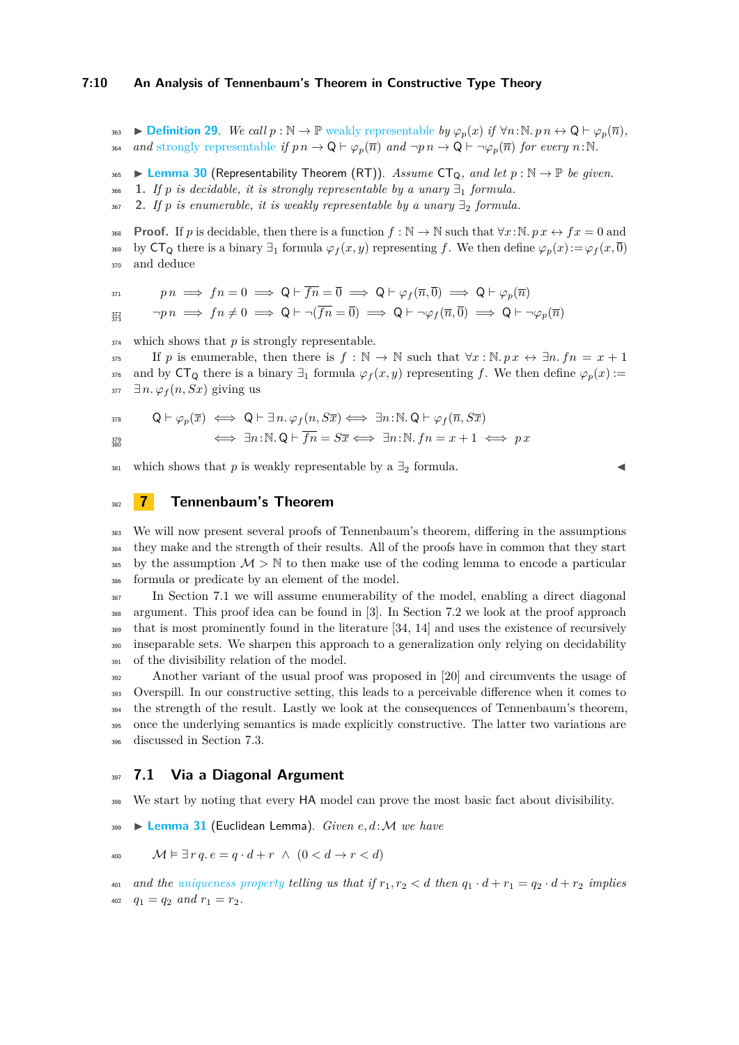▶ **Definition 29.** *We call $p : \mathbb{N} \to \mathbb{P}$ weakly representable by $\varphi_p(x)$ if $\forall n{:}\mathbb{N}.\, p\, n \leftrightarrow \mathsf{Q} \vdash \varphi_p(\overline{n})$, and strongly representable if $p\, n \to \mathsf{Q} \vdash \varphi_p(\overline{n})$ and $\neg p\, n \to \mathsf{Q} \vdash \neg\varphi_p(\overline{n})$ for every $n{:}\mathbb{N}$.*

▶ **Lemma 30** (Representability Theorem (RT))**.** *Assume $\mathsf{CT_Q}$, and let $p : \mathbb{N} \to \mathbb{P}$ be given.*

1. *If $p$ is decidable, it is strongly representable by a unary $\exists_1$ formula.*
2. *If $p$ is enumerable, it is weakly representable by a unary $\exists_2$ formula.*

**Proof.** If $p$ is decidable, then there is a function $f : \mathbb{N} \to \mathbb{N}$ such that $\forall x{:}\mathbb{N}.\, p\, x \leftrightarrow f x = 0$ and by $\mathsf{CT_Q}$ there is a binary $\exists_1$ formula $\varphi_f(x, y)$ representing $f$. We then define $\varphi_p(x) := \varphi_f(x, \overline{0})$ and deduce

$$p\, n \implies f n = 0 \implies \mathsf{Q} \vdash \overline{f n} = \overline{0} \implies \mathsf{Q} \vdash \varphi_f(\overline{n}, \overline{0}) \implies \mathsf{Q} \vdash \varphi_p(\overline{n})$$

$$\neg p\, n \implies f n \neq 0 \implies \mathsf{Q} \vdash \neg(\overline{f n} = \overline{0}) \implies \mathsf{Q} \vdash \neg\varphi_f(\overline{n}, \overline{0}) \implies \mathsf{Q} \vdash \neg\varphi_p(\overline{n})$$

which shows that $p$ is strongly representable.

If $p$ is enumerable, then there is $f : \mathbb{N} \to \mathbb{N}$ such that $\forall x : \mathbb{N}.\, p\, x \leftrightarrow \exists n.\, f n = x + 1$ and by $\mathsf{CT_Q}$ there is a binary $\exists_1$ formula $\varphi_f(x, y)$ representing $f$. We then define $\varphi_p(x) := \exists n.\, \varphi_f(n, S x)$ giving us

$$\begin{aligned} \mathsf{Q} \vdash \varphi_p(\overline{x}) &\iff \mathsf{Q} \vdash \exists n.\, \varphi_f(n, S\overline{x}) \iff \exists n{:}\mathbb{N}.\, \mathsf{Q} \vdash \varphi_f(\overline{n}, S\overline{x}) \\ &\iff \exists n{:}\mathbb{N}.\, \mathsf{Q} \vdash \overline{f n} = S\overline{x} \iff \exists n{:}\mathbb{N}.\, f n = x + 1 \iff p\, x \end{aligned}$$

which shows that $p$ is weakly representable by a $\exists_2$ formula. ◀

## 7 Tennenbaum's Theorem

We will now present several proofs of Tennenbaum's theorem, differing in the assumptions they make and the strength of their results. All of the proofs have in common that they start by the assumption $\mathcal{M} > \mathbb{N}$ to then make use of the coding lemma to encode a particular formula or predicate by an element of the model.

In Section 7.1 we will assume enumerability of the model, enabling a direct diagonal argument. This proof idea can be found in [3]. In Section 7.2 we look at the proof approach that is most prominently found in the literature [34, 14] and uses the existence of recursively inseparable sets. We sharpen this approach to a generalization only relying on decidability of the divisibility relation of the model.

Another variant of the usual proof was proposed in [20] and circumvents the usage of Overspill. In our constructive setting, this leads to a perceivable difference when it comes to the strength of the result. Lastly we look at the consequences of Tennenbaum's theorem, once the underlying semantics is made explicitly constructive. The latter two variations are discussed in Section 7.3.

### 7.1 Via a Diagonal Argument

We start by noting that every HA model can prove the most basic fact about divisibility.

▶ **Lemma 31** (Euclidean Lemma)**.** *Given $e, d{:}\mathcal{M}$ we have*

$$\mathcal{M} \vDash \exists r\, q.\, e = q \cdot d + r \ \wedge\ (0 < d \to r < d)$$

*and the uniqueness property telling us that if $r_1, r_2 < d$ then $q_1 \cdot d + r_1 = q_2 \cdot d + r_2$ implies $q_1 = q_2$ and $r_1 = r_2$.*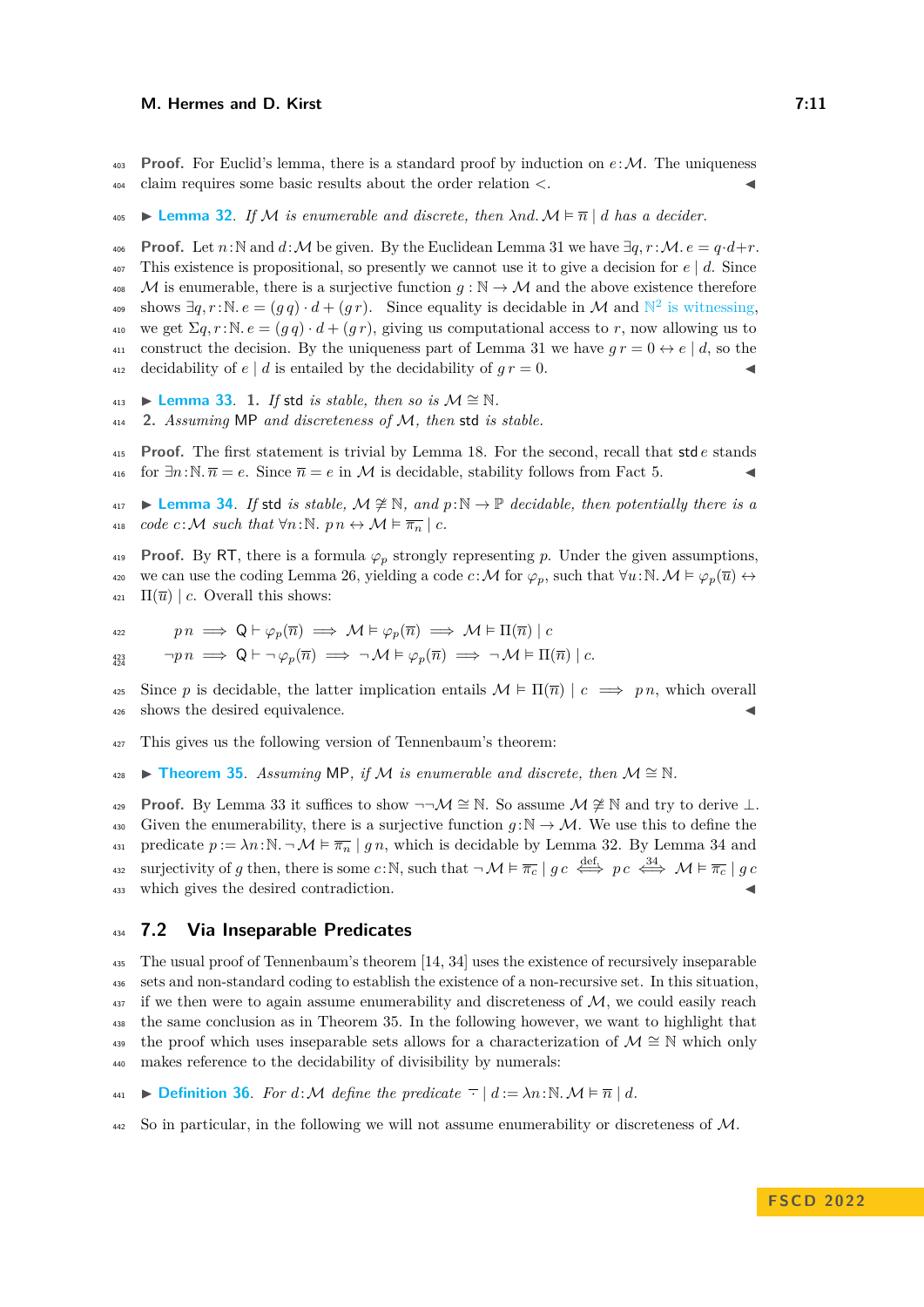**Proof.** For Euclid's lemma, there is a standard proof by induction on $e : \mathcal{M}$. The uniqueness claim requires some basic results about the order relation $<$. ◀

▶ **Lemma 32.** *If $\mathcal{M}$ is enumerable and discrete, then $\lambda nd.\, \mathcal{M} \vDash \overline{n} \mid d$ has a decider.*

**Proof.** Let $n : \mathbb{N}$ and $d : \mathcal{M}$ be given. By the Euclidean Lemma 31 we have $\exists q, r : \mathcal{M}.\, e = q \cdot d + r$. This existence is propositional, so presently we cannot use it to give a decision for $e \mid d$. Since $\mathcal{M}$ is enumerable, there is a surjective function $g : \mathbb{N} \to \mathcal{M}$ and the above existence therefore shows $\exists q, r : \mathbb{N}.\, e = (g\, q) \cdot d + (g\, r)$. Since equality is decidable in $\mathcal{M}$ and $\mathbb{N}^2$ is witnessing, we get $\Sigma q, r : \mathbb{N}.\, e = (g\, q) \cdot d + (g\, r)$, giving us computational access to $r$, now allowing us to construct the decision. By the uniqueness part of Lemma 31 we have $g\, r = 0 \leftrightarrow e \mid d$, so the decidability of $e \mid d$ is entailed by the decidability of $g\, r = 0$. ◀

▶ **Lemma 33.** **1.** *If* $\mathsf{std}$ *is stable, then so is $\mathcal{M} \cong \mathbb{N}$.*
**2.** *Assuming* $\mathsf{MP}$ *and discreteness of $\mathcal{M}$, then* $\mathsf{std}$ *is stable.*

**Proof.** The first statement is trivial by Lemma 18. For the second, recall that $\mathsf{std}\, e$ stands for $\exists n : \mathbb{N}.\, \overline{n} = e$. Since $\overline{n} = e$ in $\mathcal{M}$ is decidable, stability follows from Fact 5. ◀

▶ **Lemma 34.** *If* $\mathsf{std}$ *is stable, $\mathcal{M} \ncong \mathbb{N}$, and $p : \mathbb{N} \to \mathbb{P}$ decidable, then potentially there is a code $c : \mathcal{M}$ such that $\forall n : \mathbb{N}.\, p\, n \leftrightarrow \mathcal{M} \vDash \overline{\pi_n} \mid c$.*

**Proof.** By RT, there is a formula $\varphi_p$ strongly representing $p$. Under the given assumptions, we can use the coding Lemma 26, yielding a code $c : \mathcal{M}$ for $\varphi_p$, such that $\forall u : \mathbb{N}.\, \mathcal{M} \vDash \varphi_p(\overline{u}) \leftrightarrow \Pi(\overline{u}) \mid c$. Overall this shows:

$$p\, n \implies \mathsf{Q} \vdash \varphi_p(\overline{n}) \implies \mathcal{M} \vDash \varphi_p(\overline{n}) \implies \mathcal{M} \vDash \Pi(\overline{n}) \mid c$$

$$\neg p\, n \implies \mathsf{Q} \vdash \neg \varphi_p(\overline{n}) \implies \neg \mathcal{M} \vDash \varphi_p(\overline{n}) \implies \neg \mathcal{M} \vDash \Pi(\overline{n}) \mid c.$$

Since $p$ is decidable, the latter implication entails $\mathcal{M} \vDash \Pi(\overline{n}) \mid c \implies p\, n$, which overall shows the desired equivalence. ◀

This gives us the following version of Tennenbaum's theorem:

▶ **Theorem 35.** *Assuming* $\mathsf{MP}$*, if $\mathcal{M}$ is enumerable and discrete, then $\mathcal{M} \cong \mathbb{N}$.*

**Proof.** By Lemma 33 it suffices to show $\neg\neg \mathcal{M} \cong \mathbb{N}$. So assume $\mathcal{M} \ncong \mathbb{N}$ and try to derive $\bot$. Given the enumerability, there is a surjective function $g : \mathbb{N} \to \mathcal{M}$. We use this to define the predicate $p := \lambda n : \mathbb{N}.\, \neg \mathcal{M} \vDash \overline{\pi_n} \mid g\, n$, which is decidable by Lemma 32. By Lemma 34 and surjectivity of $g$ then, there is some $c : \mathbb{N}$, such that $\neg \mathcal{M} \vDash \overline{\pi_c} \mid g\, c \overset{\text{def.}}{\iff} p\, c \overset{34}{\iff} \mathcal{M} \vDash \overline{\pi_c} \mid g\, c$ which gives the desired contradiction. ◀

## 7.2 Via Inseparable Predicates

The usual proof of Tennenbaum's theorem [14, 34] uses the existence of recursively inseparable sets and non-standard coding to establish the existence of a non-recursive set. In this situation, if we then were to again assume enumerability and discreteness of $\mathcal{M}$, we could easily reach the same conclusion as in Theorem 35. In the following however, we want to highlight that the proof which uses inseparable sets allows for a characterization of $\mathcal{M} \cong \mathbb{N}$ which only makes reference to the decidability of divisibility by numerals:

▶ **Definition 36.** *For $d : \mathcal{M}$ define the predicate $\overline{\cdot} \mid d := \lambda n : \mathbb{N}.\, \mathcal{M} \vDash \overline{n} \mid d$.*

So in particular, in the following we will not assume enumerability or discreteness of $\mathcal{M}$.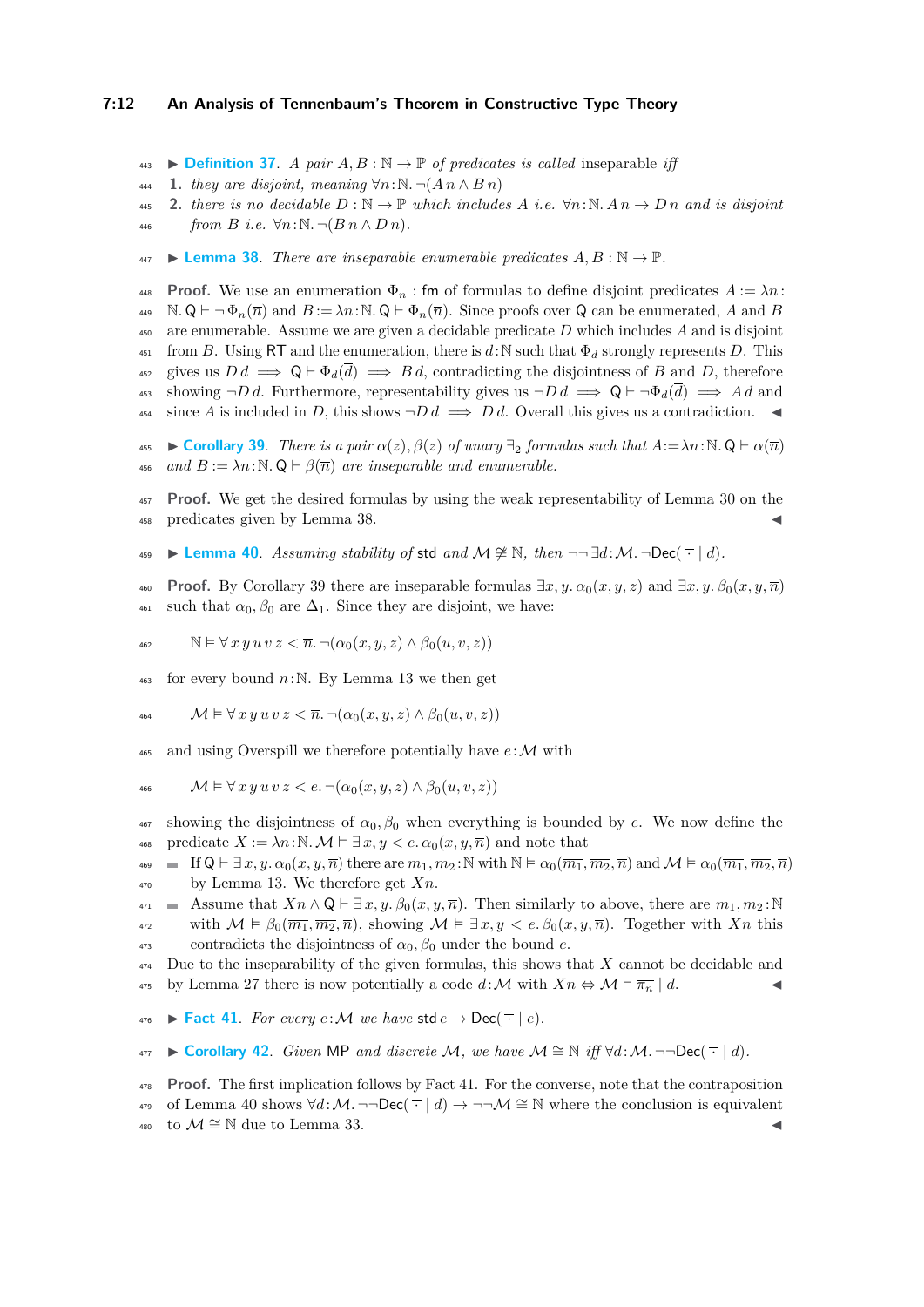▶ **Definition 37.** *A pair $A, B : \mathbb{N} \to \mathbb{P}$ of predicates is called* inseparable *iff*

1. *they are disjoint, meaning $\forall n{:}\mathbb{N}.\, \neg(A\,n \wedge B\,n)$*
2. *there is no decidable $D : \mathbb{N} \to \mathbb{P}$ which includes $A$ i.e. $\forall n{:}\mathbb{N}.\, A\,n \to D\,n$ and is disjoint from $B$ i.e. $\forall n{:}\mathbb{N}.\, \neg(B\,n \wedge D\,n)$.*

▶ **Lemma 38.** *There are inseparable enumerable predicates $A, B : \mathbb{N} \to \mathbb{P}$.*

**Proof.** We use an enumeration $\Phi_n : \mathsf{fm}$ of formulas to define disjoint predicates $A := \lambda n{:}\mathbb{N}.\, \mathsf{Q} \vdash \neg\,\Phi_n(\overline{n})$ and $B := \lambda n{:}\mathbb{N}.\, \mathsf{Q} \vdash \Phi_n(\overline{n})$. Since proofs over $\mathsf{Q}$ can be enumerated, $A$ and $B$ are enumerable. Assume we are given a decidable predicate $D$ which includes $A$ and is disjoint from $B$. Using $\mathsf{RT}$ and the enumeration, there is $d{:}\mathbb{N}$ such that $\Phi_d$ strongly represents $D$. This gives us $D\,d \implies \mathsf{Q} \vdash \Phi_d(\overline{d}) \implies B\,d$, contradicting the disjointness of $B$ and $D$, therefore showing $\neg D\,d$. Furthermore, representability gives us $\neg D\,d \implies \mathsf{Q} \vdash \neg\Phi_d(\overline{d}) \implies A\,d$ and since $A$ is included in $D$, this shows $\neg D\,d \implies D\,d$. Overall this gives us a contradiction. ◀

▶ **Corollary 39.** *There is a pair $\alpha(z), \beta(z)$ of unary $\exists_2$ formulas such that $A := \lambda n{:}\mathbb{N}.\, \mathsf{Q} \vdash \alpha(\overline{n})$ and $B := \lambda n{:}\mathbb{N}.\, \mathsf{Q} \vdash \beta(\overline{n})$ are inseparable and enumerable.*

**Proof.** We get the desired formulas by using the weak representability of Lemma 30 on the predicates given by Lemma 38. ◀

▶ **Lemma 40.** *Assuming stability of $\mathsf{std}$ and $\mathcal{M} \ncong \mathbb{N}$, then $\neg\neg\exists d{:}\mathcal{M}.\, \neg\mathsf{Dec}(\,\bar{\cdot}\mid d)$.*

**Proof.** By Corollary 39 there are inseparable formulas $\exists x, y.\, \alpha_0(x, y, z)$ and $\exists x, y.\, \beta_0(x, y, \overline{n})$ such that $\alpha_0, \beta_0$ are $\Delta_1$. Since they are disjoint, we have:

$$\mathbb{N} \vDash \forall\, x\, y\, u\, v\, z < \overline{n}.\, \neg(\alpha_0(x, y, z) \wedge \beta_0(u, v, z))$$

for every bound $n{:}\mathbb{N}$. By Lemma 13 we then get

$$\mathcal{M} \vDash \forall\, x\, y\, u\, v\, z < \overline{n}.\, \neg(\alpha_0(x, y, z) \wedge \beta_0(u, v, z))$$

and using Overspill we therefore potentially have $e{:}\mathcal{M}$ with

$$\mathcal{M} \vDash \forall\, x\, y\, u\, v\, z < e.\, \neg(\alpha_0(x, y, z) \wedge \beta_0(u, v, z))$$

showing the disjointness of $\alpha_0, \beta_0$ when everything is bounded by $e$. We now define the predicate $X := \lambda n{:}\mathbb{N}.\, \mathcal{M} \vDash \exists\, x, y < e.\, \alpha_0(x, y, \overline{n})$ and note that

- If $\mathsf{Q} \vdash \exists x, y.\, \alpha_0(x, y, \overline{n})$ there are $m_1, m_2{:}\mathbb{N}$ with $\mathbb{N} \vDash \alpha_0(\overline{m_1}, \overline{m_2}, \overline{n})$ and $\mathcal{M} \vDash \alpha_0(\overline{m_1}, \overline{m_2}, \overline{n})$ by Lemma 13. We therefore get $X n$.
- Assume that $X n \wedge \mathsf{Q} \vdash \exists x, y.\, \beta_0(x, y, \overline{n})$. Then similarly to above, there are $m_1, m_2{:}\mathbb{N}$ with $\mathcal{M} \vDash \beta_0(\overline{m_1}, \overline{m_2}, \overline{n})$, showing $\mathcal{M} \vDash \exists x, y < e.\, \beta_0(x, y, \overline{n})$. Together with $X n$ this contradicts the disjointness of $\alpha_0, \beta_0$ under the bound $e$.

Due to the inseparability of the given formulas, this shows that $X$ cannot be decidable and by Lemma 27 there is now potentially a code $d{:}\mathcal{M}$ with $X n \Leftrightarrow \mathcal{M} \vDash \overline{\pi_n} \mid d$. ◀

▶ **Fact 41.** *For every $e{:}\mathcal{M}$ we have $\mathsf{std}\, e \to \mathsf{Dec}(\,\bar{\cdot}\mid e)$.*

▶ **Corollary 42.** *Given $\mathsf{MP}$ and discrete $\mathcal{M}$, we have $\mathcal{M} \cong \mathbb{N}$ iff $\forall d{:}\mathcal{M}.\, \neg\neg\mathsf{Dec}(\,\bar{\cdot}\mid d)$.*

**Proof.** The first implication follows by Fact 41. For the converse, note that the contraposition of Lemma 40 shows $\forall d{:}\mathcal{M}.\, \neg\neg\mathsf{Dec}(\,\bar{\cdot}\mid d) \to \neg\neg\mathcal{M} \cong \mathbb{N}$ where the conclusion is equivalent to $\mathcal{M} \cong \mathbb{N}$ due to Lemma 33. ◀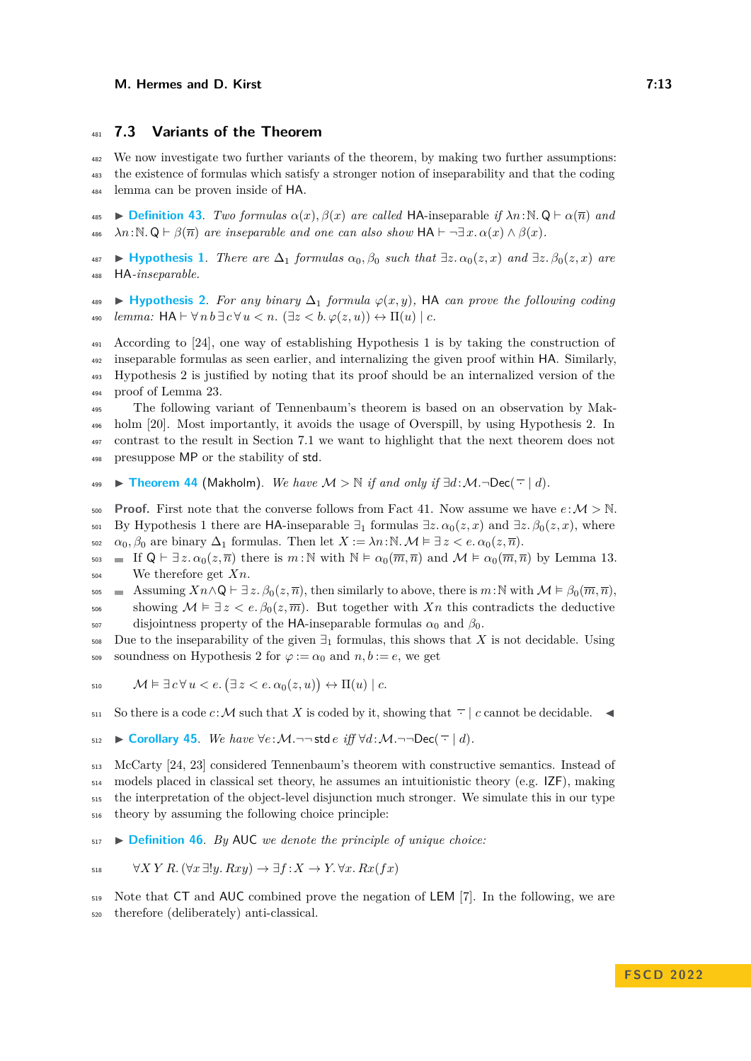## 7.3 Variants of the Theorem

We now investigate two further variants of the theorem, by making two further assumptions: the existence of formulas which satisfy a stronger notion of inseparability and that the coding lemma can be proven inside of HA.

▶ **Definition 43.** *Two formulas $\alpha(x), \beta(x)$ are called* HA-inseparable *if $\lambda n{:}\mathbb{N}.\, \mathsf{Q} \vdash \alpha(\overline{n})$ and $\lambda n{:}\mathbb{N}.\, \mathsf{Q} \vdash \beta(\overline{n})$ are inseparable and one can also show $\mathsf{HA} \vdash \neg\exists x.\, \alpha(x) \wedge \beta(x)$.*

▶ **Hypothesis 1.** *There are $\Delta_1$ formulas $\alpha_0, \beta_0$ such that $\exists z.\, \alpha_0(z,x)$ and $\exists z.\, \beta_0(z,x)$ are* HA*-inseparable.*

▶ **Hypothesis 2.** *For any binary $\Delta_1$ formula $\varphi(x,y)$,* HA *can prove the following coding lemma: $\mathsf{HA} \vdash \forall n\, b\, \exists c\, \forall u < n.\, (\exists z < b.\, \varphi(z,u)) \leftrightarrow \Pi(u) \mid c$.*

According to [24], one way of establishing Hypothesis 1 is by taking the construction of inseparable formulas as seen earlier, and internalizing the given proof within HA. Similarly, Hypothesis 2 is justified by noting that its proof should be an internalized version of the proof of Lemma 23.

The following variant of Tennenbaum's theorem is based on an observation by Makholm [20]. Most importantly, it avoids the usage of Overspill, by using Hypothesis 2. In contrast to the result in Section 7.1 we want to highlight that the next theorem does not presuppose MP or the stability of std.

▶ **Theorem 44** (Makholm). *We have $\mathcal{M} > \mathbb{N}$ if and only if $\exists d{:}\mathcal{M}.\neg\mathsf{Dec}(\,\bar{\cdot}\mid d)$.*

**Proof.** First note that the converse follows from Fact 41. Now assume we have $e{:}\mathcal{M} > \mathbb{N}$. By Hypothesis 1 there are HA-inseparable $\exists_1$ formulas $\exists z.\, \alpha_0(z,x)$ and $\exists z.\, \beta_0(z,x)$, where $\alpha_0, \beta_0$ are binary $\Delta_1$ formulas. Then let $X := \lambda n{:}\mathbb{N}.\, \mathcal{M} \vDash \exists\, z < e.\, \alpha_0(z, \overline{n})$.

- If $\mathsf{Q} \vdash \exists\, z.\, \alpha_0(z, \overline{n})$ there is $m{:}\mathbb{N}$ with $\mathbb{N} \vDash \alpha_0(\overline{m}, \overline{n})$ and $\mathcal{M} \vDash \alpha_0(\overline{m}, \overline{n})$ by Lemma 13. We therefore get $Xn$.
- Assuming $Xn \wedge \mathsf{Q} \vdash \exists\, z.\, \beta_0(z, \overline{n})$, then similarly to above, there is $m{:}\mathbb{N}$ with $\mathcal{M} \vDash \beta_0(\overline{m}, \overline{n})$, showing $\mathcal{M} \vDash \exists\, z < e.\, \beta_0(z, \overline{m})$. But together with $Xn$ this contradicts the deductive disjointness property of the HA-inseparable formulas $\alpha_0$ and $\beta_0$.

Due to the inseparability of the given $\exists_1$ formulas, this shows that $X$ is not decidable. Using soundness on Hypothesis 2 for $\varphi := \alpha_0$ and $n, b := e$, we get

$$\mathcal{M} \vDash \exists\, c\, \forall\, u < e.\, \big(\exists\, z < e.\, \alpha_0(z,u)\big) \leftrightarrow \Pi(u) \mid c.$$

So there is a code $c{:}\mathcal{M}$ such that $X$ is coded by it, showing that $\bar{\cdot} \mid c$ cannot be decidable. ◀

▶ **Corollary 45.** *We have $\forall e{:}\mathcal{M}.\neg\neg\,\mathsf{std}\, e$ iff $\forall d{:}\mathcal{M}.\neg\neg\mathsf{Dec}(\,\bar{\cdot}\mid d)$.*

McCarty [24, 23] considered Tennenbaum's theorem with constructive semantics. Instead of models placed in classical set theory, he assumes an intuitionistic theory (e.g. IZF), making the interpretation of the object-level disjunction much stronger. We simulate this in our type theory by assuming the following choice principle:

▶ **Definition 46.** *By* AUC *we denote the principle of unique choice:*

$$\forall X\, Y\, R.\, (\forall x\, \exists! y.\, Rxy) \to \exists f : X \to Y. \forall x.\, Rx(fx)$$

Note that CT and AUC combined prove the negation of LEM [7]. In the following, we are therefore (deliberately) anti-classical.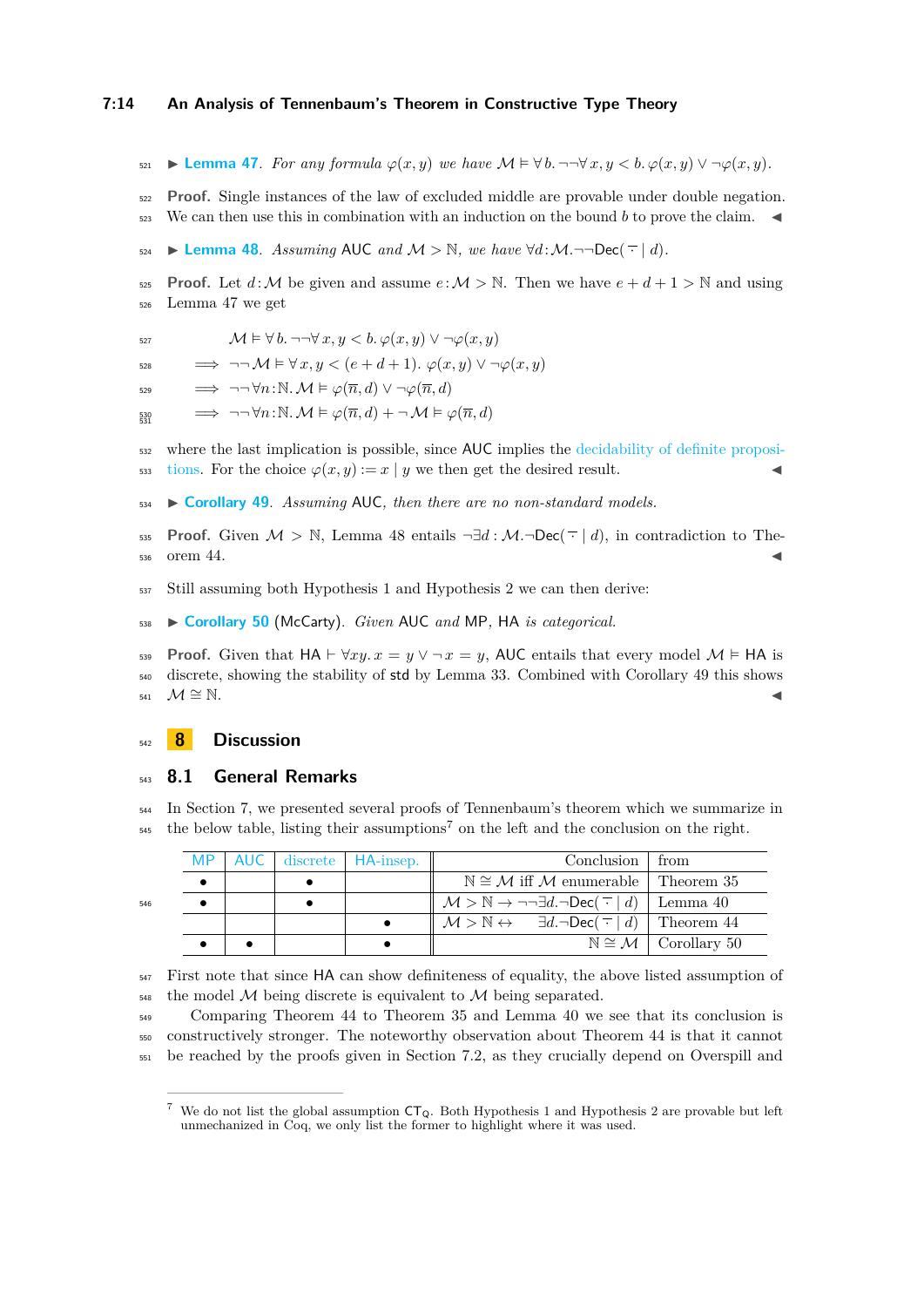▶ **Lemma 47.** *For any formula $\varphi(x,y)$ we have $\mathcal{M} \vDash \forall b. \neg\neg\forall x, y < b. \varphi(x,y) \vee \neg\varphi(x,y)$.*

**Proof.** Single instances of the law of excluded middle are provable under double negation. We can then use this in combination with an induction on the bound $b$ to prove the claim. ◀

▶ **Lemma 48.** *Assuming* AUC *and $\mathcal{M} > \mathbb{N}$, we have $\forall d{:}\mathcal{M}. \neg\neg \mathsf{Dec}(\overline{\cdot} \mid d)$.*

**Proof.** Let $d{:}\mathcal{M}$ be given and assume $e{:}\mathcal{M} > \mathbb{N}$. Then we have $e + d + 1 > \mathbb{N}$ and using Lemma 47 we get

$$
\begin{aligned}
& \mathcal{M} \vDash \forall b. \neg\neg\forall x, y < b. \varphi(x,y) \vee \neg\varphi(x,y) \\
\implies & \neg\neg\mathcal{M} \vDash \forall x, y < (e+d+1). \varphi(x,y) \vee \neg\varphi(x,y) \\
\implies & \neg\neg\forall n{:}\mathbb{N}. \mathcal{M} \vDash \varphi(\overline{n}, d) \vee \neg\varphi(\overline{n}, d) \\
\implies & \neg\neg\forall n{:}\mathbb{N}. \mathcal{M} \vDash \varphi(\overline{n}, d) + \neg\mathcal{M} \vDash \varphi(\overline{n}, d)
\end{aligned}
$$

where the last implication is possible, since AUC implies the decidability of definite propositions. For the choice $\varphi(x,y) := x \mid y$ we then get the desired result. ◀

▶ **Corollary 49.** *Assuming* AUC*, then there are no non-standard models.*

**Proof.** Given $\mathcal{M} > \mathbb{N}$, Lemma 48 entails $\neg\exists d : \mathcal{M}. \neg\mathsf{Dec}(\overline{\cdot} \mid d)$, in contradiction to Theorem 44. ◀

Still assuming both Hypothesis 1 and Hypothesis 2 we can then derive:

▶ **Corollary 50** (McCarty)**.** *Given* AUC *and* MP*,* HA *is categorical.*

**Proof.** Given that $\mathsf{HA} \vdash \forall xy. x = y \vee \neg x = y$, AUC entails that every model $\mathcal{M} \vDash \mathsf{HA}$ is discrete, showing the stability of std by Lemma 33. Combined with Corollary 49 this shows $\mathcal{M} \cong \mathbb{N}$. ◀

# 8 Discussion

## 8.1 General Remarks

In Section 7, we presented several proofs of Tennenbaum's theorem which we summarize in the below table, listing their assumptions[7] on the left and the conclusion on the right.

| MP | AUC | discrete | HA-insep. | Conclusion | from |
|---|---|---|---|---|---|
| • | | • | | $\mathbb{N} \cong \mathcal{M}$ iff $\mathcal{M}$ enumerable | Theorem 35 |
| • | | • | | $\mathcal{M} > \mathbb{N} \to \neg\neg\exists d. \neg\mathsf{Dec}(\overline{\cdot} \mid d)$ | Lemma 40 |
| | | | • | $\mathcal{M} > \mathbb{N} \leftrightarrow \exists d. \neg\mathsf{Dec}(\overline{\cdot} \mid d)$ | Theorem 44 |
| • | • | | • | $\mathbb{N} \cong \mathcal{M}$ | Corollary 50 |

First note that since HA can show definiteness of equality, the above listed assumption of the model $\mathcal{M}$ being discrete is equivalent to $\mathcal{M}$ being separated.

Comparing Theorem 44 to Theorem 35 and Lemma 40 we see that its conclusion is constructively stronger. The noteworthy observation about Theorem 44 is that it cannot be reached by the proofs given in Section 7.2, as they crucially depend on Overspill and

[7] We do not list the global assumption $\mathsf{CT_Q}$. Both Hypothesis 1 and Hypothesis 2 are provable but left unmechanized in Coq, we only list the former to highlight where it was used.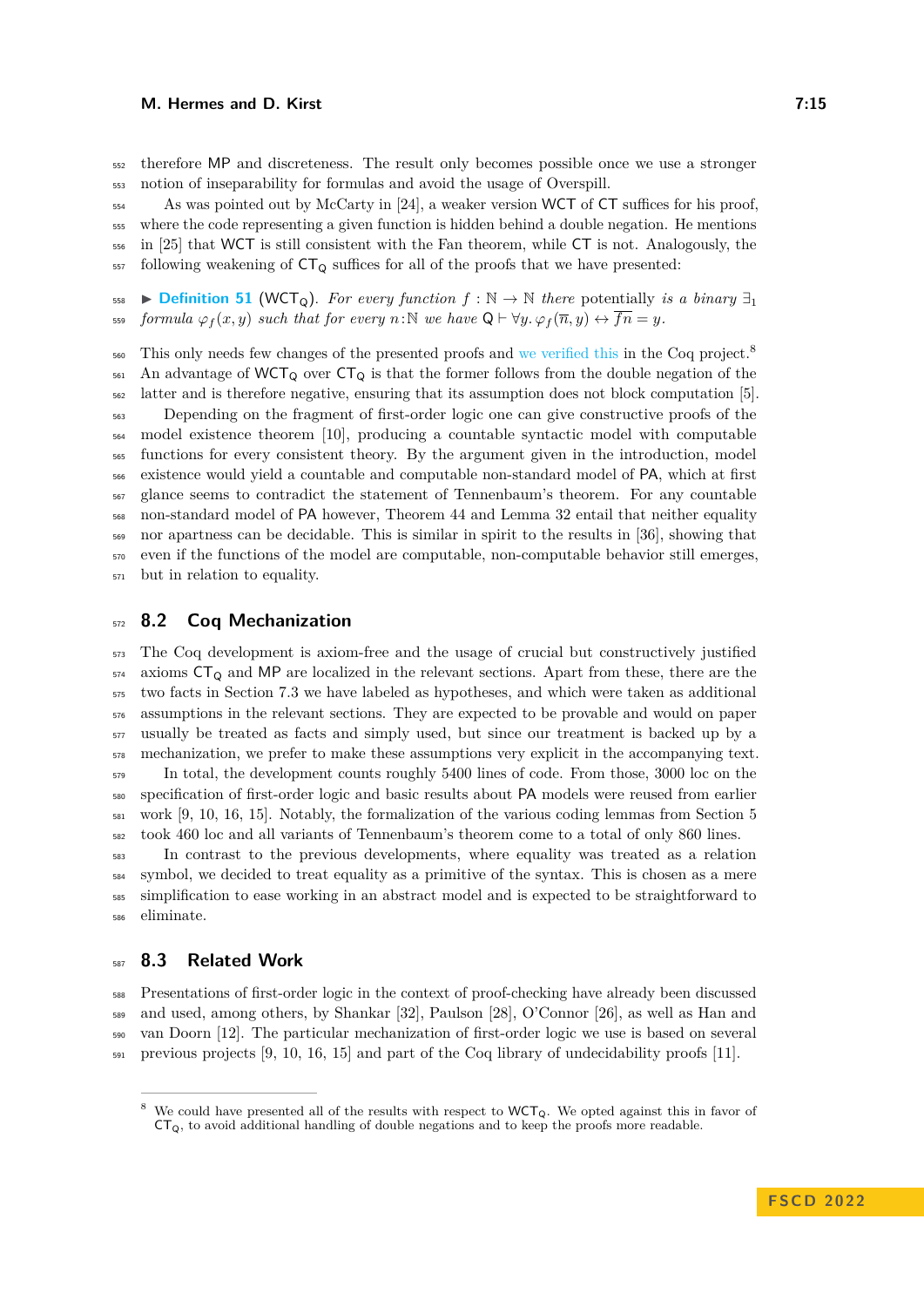therefore MP and discreteness. The result only becomes possible once we use a stronger notion of inseparability for formulas and avoid the usage of Overspill.

As was pointed out by McCarty in [24], a weaker version WCT of CT suffices for his proof, where the code representing a given function is hidden behind a double negation. He mentions in [25] that WCT is still consistent with the Fan theorem, while CT is not. Analogously, the following weakening of $\mathsf{CT_Q}$ suffices for all of the proofs that we have presented:

▶ **Definition 51** ($\mathsf{WCT_Q}$). *For every function $f : \mathbb{N} \to \mathbb{N}$ there* potentially *is a binary $\exists_1$ formula $\varphi_f(x, y)$ such that for every $n{:}\mathbb{N}$ we have $\mathsf{Q} \vdash \forall y.\, \varphi_f(\overline{n}, y) \leftrightarrow \overline{fn} = y$.*

This only needs few changes of the presented proofs and we verified this in the Coq project.[8] An advantage of $\mathsf{WCT_Q}$ over $\mathsf{CT_Q}$ is that the former follows from the double negation of the latter and is therefore negative, ensuring that its assumption does not block computation [5].

Depending on the fragment of first-order logic one can give constructive proofs of the model existence theorem [10], producing a countable syntactic model with computable functions for every consistent theory. By the argument given in the introduction, model existence would yield a countable and computable non-standard model of PA, which at first glance seems to contradict the statement of Tennenbaum's theorem. For any countable non-standard model of PA however, Theorem 44 and Lemma 32 entail that neither equality nor apartness can be decidable. This is similar in spirit to the results in [36], showing that even if the functions of the model are computable, non-computable behavior still emerges, but in relation to equality.

## 8.2 Coq Mechanization

The Coq development is axiom-free and the usage of crucial but constructively justified axioms $\mathsf{CT_Q}$ and MP are localized in the relevant sections. Apart from these, there are the two facts in Section 7.3 we have labeled as hypotheses, and which were taken as additional assumptions in the relevant sections. They are expected to be provable and would on paper usually be treated as facts and simply used, but since our treatment is backed up by a mechanization, we prefer to make these assumptions very explicit in the accompanying text.

In total, the development counts roughly 5400 lines of code. From those, 3000 loc on the specification of first-order logic and basic results about PA models were reused from earlier work [9, 10, 16, 15]. Notably, the formalization of the various coding lemmas from Section 5 took 460 loc and all variants of Tennenbaum's theorem come to a total of only 860 lines.

In contrast to the previous developments, where equality was treated as a relation symbol, we decided to treat equality as a primitive of the syntax. This is chosen as a mere simplification to ease working in an abstract model and is expected to be straightforward to eliminate.

## 8.3 Related Work

Presentations of first-order logic in the context of proof-checking have already been discussed and used, among others, by Shankar [32], Paulson [28], O'Connor [26], as well as Han and van Doorn [12]. The particular mechanization of first-order logic we use is based on several previous projects [9, 10, 16, 15] and part of the Coq library of undecidability proofs [11].

---

[8] We could have presented all of the results with respect to $\mathsf{WCT_Q}$. We opted against this in favor of $\mathsf{CT_Q}$, to avoid additional handling of double negations and to keep the proofs more readable.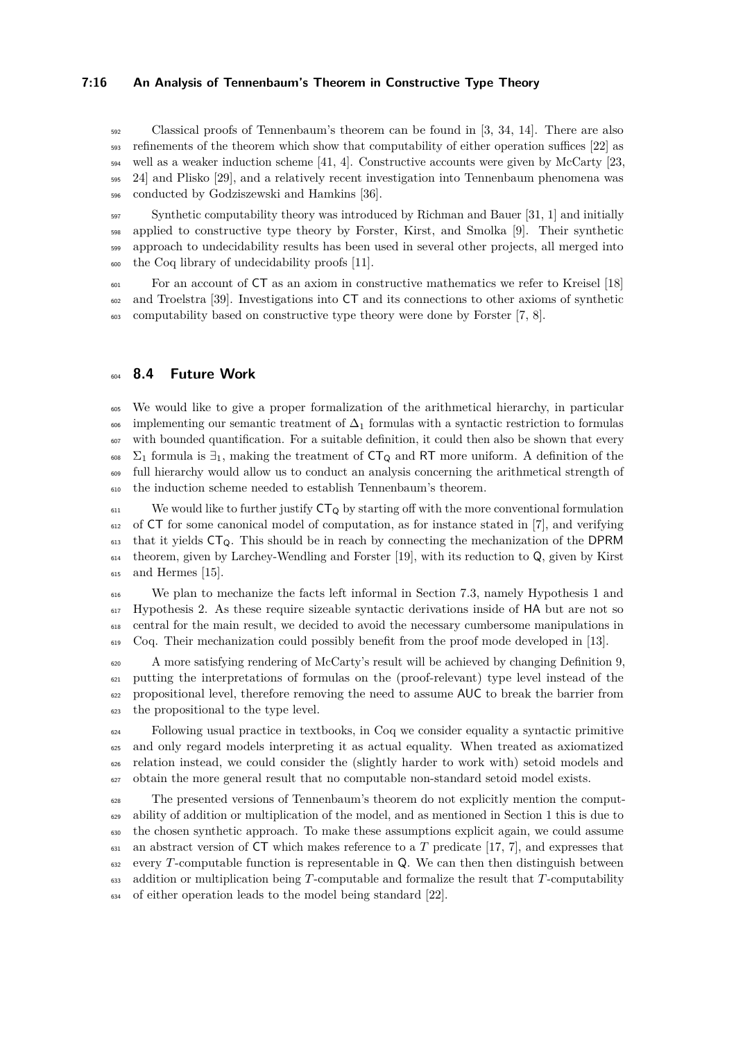Classical proofs of Tennenbaum's theorem can be found in [3, 34, 14]. There are also refinements of the theorem which show that computability of either operation suffices [22] as well as a weaker induction scheme [41, 4]. Constructive accounts were given by McCarty [23, 24] and Plisko [29], and a relatively recent investigation into Tennenbaum phenomena was conducted by Godziszewski and Hamkins [36].

Synthetic computability theory was introduced by Richman and Bauer [31, 1] and initially applied to constructive type theory by Forster, Kirst, and Smolka [9]. Their synthetic approach to undecidability results has been used in several other projects, all merged into the Coq library of undecidability proofs [11].

For an account of CT as an axiom in constructive mathematics we refer to Kreisel [18] and Troelstra [39]. Investigations into CT and its connections to other axioms of synthetic computability based on constructive type theory were done by Forster [7, 8].

## 8.4 Future Work

We would like to give a proper formalization of the arithmetical hierarchy, in particular implementing our semantic treatment of $\Delta_1$ formulas with a syntactic restriction to formulas with bounded quantification. For a suitable definition, it could then also be shown that every $\Sigma_1$ formula is $\exists_1$, making the treatment of $\mathsf{CT}_\mathsf{Q}$ and RT more uniform. A definition of the full hierarchy would allow us to conduct an analysis concerning the arithmetical strength of the induction scheme needed to establish Tennenbaum's theorem.

We would like to further justify $\mathsf{CT}_\mathsf{Q}$ by starting off with the more conventional formulation of CT for some canonical model of computation, as for instance stated in [7], and verifying that it yields $\mathsf{CT}_\mathsf{Q}$. This should be in reach by connecting the mechanization of the DPRM theorem, given by Larchey-Wendling and Forster [19], with its reduction to Q, given by Kirst and Hermes [15].

We plan to mechanize the facts left informal in Section 7.3, namely Hypothesis 1 and Hypothesis 2. As these require sizeable syntactic derivations inside of HA but are not so central for the main result, we decided to avoid the necessary cumbersome manipulations in Coq. Their mechanization could possibly benefit from the proof mode developed in [13].

A more satisfying rendering of McCarty's result will be achieved by changing Definition 9, putting the interpretations of formulas on the (proof-relevant) type level instead of the propositional level, therefore removing the need to assume AUC to break the barrier from the propositional to the type level.

Following usual practice in textbooks, in Coq we consider equality a syntactic primitive and only regard models interpreting it as actual equality. When treated as axiomatized relation instead, we could consider the (slightly harder to work with) setoid models and obtain the more general result that no computable non-standard setoid model exists.

The presented versions of Tennenbaum's theorem do not explicitly mention the computability of addition or multiplication of the model, and as mentioned in Section 1 this is due to the chosen synthetic approach. To make these assumptions explicit again, we could assume an abstract version of CT which makes reference to a $T$ predicate [17, 7], and expresses that every $T$-computable function is representable in Q. We can then then distinguish between addition or multiplication being $T$-computable and formalize the result that $T$-computability of either operation leads to the model being standard [22].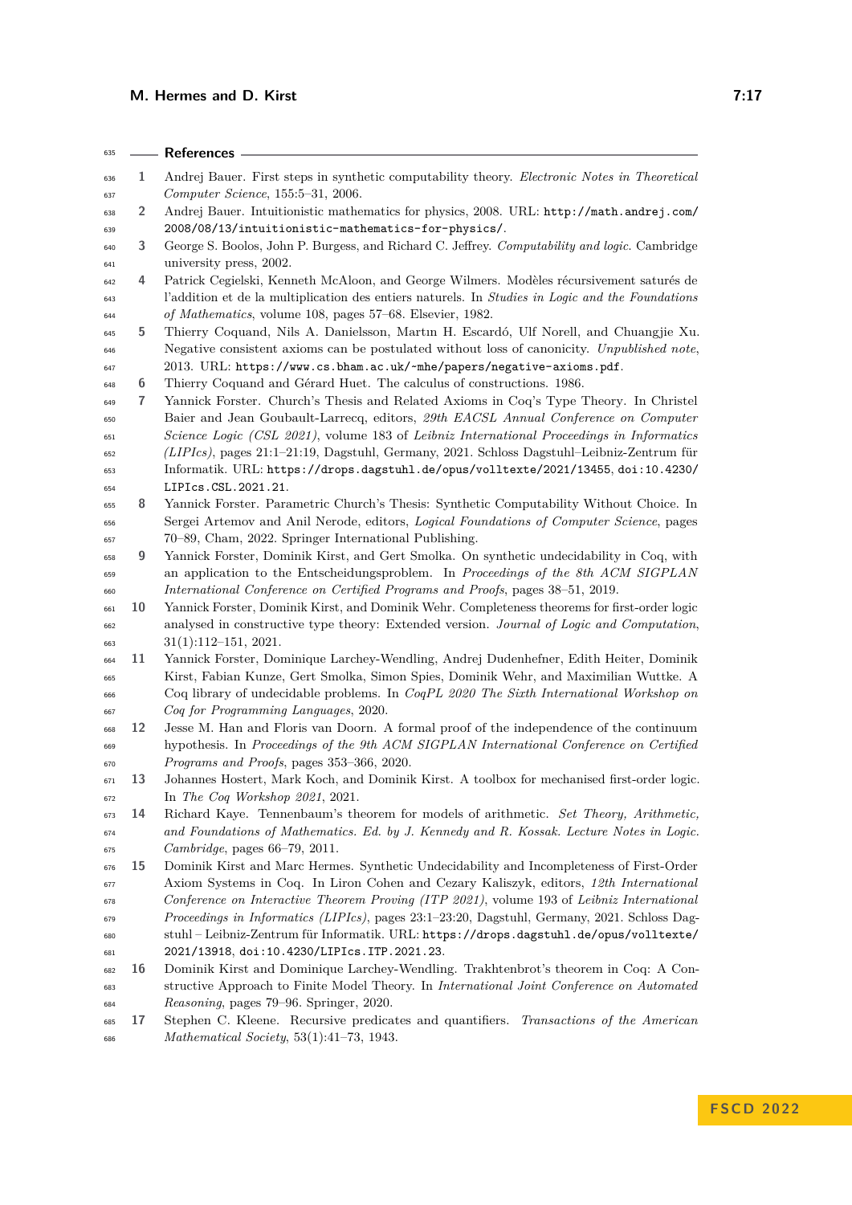## References

1. Andrej Bauer. First steps in synthetic computability theory. *Electronic Notes in Theoretical Computer Science*, 155:5–31, 2006.
2. Andrej Bauer. Intuitionistic mathematics for physics, 2008. URL: `http://math.andrej.com/2008/08/13/intuitionistic-mathematics-for-physics/`.
3. George S. Boolos, John P. Burgess, and Richard C. Jeffrey. *Computability and logic*. Cambridge university press, 2002.
4. Patrick Cegielski, Kenneth McAloon, and George Wilmers. Modèles récursivement saturés de l'addition et de la multiplication des entiers naturels. In *Studies in Logic and the Foundations of Mathematics*, volume 108, pages 57–68. Elsevier, 1982.
5. Thierry Coquand, Nils A. Danielsson, Martın H. Escardó, Ulf Norell, and Chuangjie Xu. Negative consistent axioms can be postulated without loss of canonicity. *Unpublished note*, 2013. URL: `https://www.cs.bham.ac.uk/~mhe/papers/negative-axioms.pdf`.
6. Thierry Coquand and Gérard Huet. The calculus of constructions. 1986.
7. Yannick Forster. Church's Thesis and Related Axioms in Coq's Type Theory. In Christel Baier and Jean Goubault-Larrecq, editors, *29th EACSL Annual Conference on Computer Science Logic (CSL 2021)*, volume 183 of *Leibniz International Proceedings in Informatics (LIPIcs)*, pages 21:1–21:19, Dagstuhl, Germany, 2021. Schloss Dagstuhl–Leibniz-Zentrum für Informatik. URL: `https://drops.dagstuhl.de/opus/volltexte/2021/13455`, `doi:10.4230/LIPIcs.CSL.2021.21`.
8. Yannick Forster. Parametric Church's Thesis: Synthetic Computability Without Choice. In Sergei Artemov and Anil Nerode, editors, *Logical Foundations of Computer Science*, pages 70–89, Cham, 2022. Springer International Publishing.
9. Yannick Forster, Dominik Kirst, and Gert Smolka. On synthetic undecidability in Coq, with an application to the Entscheidungsproblem. In *Proceedings of the 8th ACM SIGPLAN International Conference on Certified Programs and Proofs*, pages 38–51, 2019.
10. Yannick Forster, Dominik Kirst, and Dominik Wehr. Completeness theorems for first-order logic analysed in constructive type theory: Extended version. *Journal of Logic and Computation*, 31(1):112–151, 2021.
11. Yannick Forster, Dominique Larchey-Wendling, Andrej Dudenhefner, Edith Heiter, Dominik Kirst, Fabian Kunze, Gert Smolka, Simon Spies, Dominik Wehr, and Maximilian Wuttke. A Coq library of undecidable problems. In *CoqPL 2020 The Sixth International Workshop on Coq for Programming Languages*, 2020.
12. Jesse M. Han and Floris van Doorn. A formal proof of the independence of the continuum hypothesis. In *Proceedings of the 9th ACM SIGPLAN International Conference on Certified Programs and Proofs*, pages 353–366, 2020.
13. Johannes Hostert, Mark Koch, and Dominik Kirst. A toolbox for mechanised first-order logic. In *The Coq Workshop 2021*, 2021.
14. Richard Kaye. Tennenbaum's theorem for models of arithmetic. *Set Theory, Arithmetic, and Foundations of Mathematics. Ed. by J. Kennedy and R. Kossak. Lecture Notes in Logic. Cambridge*, pages 66–79, 2011.
15. Dominik Kirst and Marc Hermes. Synthetic Undecidability and Incompleteness of First-Order Axiom Systems in Coq. In Liron Cohen and Cezary Kaliszyk, editors, *12th International Conference on Interactive Theorem Proving (ITP 2021)*, volume 193 of *Leibniz International Proceedings in Informatics (LIPIcs)*, pages 23:1–23:20, Dagstuhl, Germany, 2021. Schloss Dagstuhl – Leibniz-Zentrum für Informatik. URL: `https://drops.dagstuhl.de/opus/volltexte/2021/13918`, `doi:10.4230/LIPIcs.ITP.2021.23`.
16. Dominik Kirst and Dominique Larchey-Wendling. Trakhtenbrot's theorem in Coq: A Constructive Approach to Finite Model Theory. In *International Joint Conference on Automated Reasoning*, pages 79–96. Springer, 2020.
17. Stephen C. Kleene. Recursive predicates and quantifiers. *Transactions of the American Mathematical Society*, 53(1):41–73, 1943.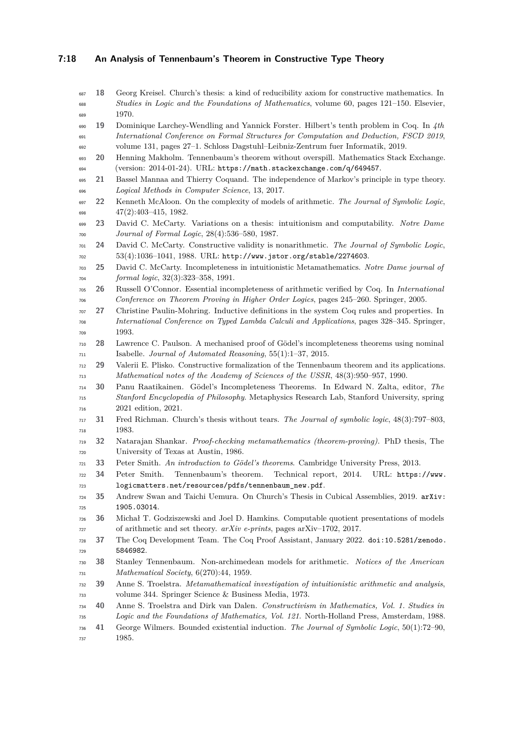18 Georg Kreisel. Church's thesis: a kind of reducibility axiom for constructive mathematics. In *Studies in Logic and the Foundations of Mathematics*, volume 60, pages 121–150. Elsevier, 1970.

19 Dominique Larchey-Wendling and Yannick Forster. Hilbert's tenth problem in Coq. In *4th International Conference on Formal Structures for Computation and Deduction, FSCD 2019*, volume 131, pages 27–1. Schloss Dagstuhl–Leibniz-Zentrum fuer Informatik, 2019.

20 Henning Makholm. Tennenbaum's theorem without overspill. Mathematics Stack Exchange. (version: 2014-01-24). URL: `https://math.stackexchange.com/q/649457`.

21 Bassel Mannaa and Thierry Coquand. The independence of Markov's principle in type theory. *Logical Methods in Computer Science*, 13, 2017.

22 Kenneth McAloon. On the complexity of models of arithmetic. *The Journal of Symbolic Logic*, 47(2):403–415, 1982.

23 David C. McCarty. Variations on a thesis: intuitionism and computability. *Notre Dame Journal of Formal Logic*, 28(4):536–580, 1987.

24 David C. McCarty. Constructive validity is nonarithmetic. *The Journal of Symbolic Logic*, 53(4):1036–1041, 1988. URL: `http://www.jstor.org/stable/2274603`.

25 David C. McCarty. Incompleteness in intuitionistic Metamathematics. *Notre Dame journal of formal logic*, 32(3):323–358, 1991.

26 Russell O'Connor. Essential incompleteness of arithmetic verified by Coq. In *International Conference on Theorem Proving in Higher Order Logics*, pages 245–260. Springer, 2005.

27 Christine Paulin-Mohring. Inductive definitions in the system Coq rules and properties. In *International Conference on Typed Lambda Calculi and Applications*, pages 328–345. Springer, 1993.

28 Lawrence C. Paulson. A mechanised proof of Gödel's incompleteness theorems using nominal Isabelle. *Journal of Automated Reasoning*, 55(1):1–37, 2015.

29 Valerii E. Plisko. Constructive formalization of the Tennenbaum theorem and its applications. *Mathematical notes of the Academy of Sciences of the USSR*, 48(3):950–957, 1990.

30 Panu Raatikainen. Gödel's Incompleteness Theorems. In Edward N. Zalta, editor, *The Stanford Encyclopedia of Philosophy*. Metaphysics Research Lab, Stanford University, spring 2021 edition, 2021.

31 Fred Richman. Church's thesis without tears. *The Journal of symbolic logic*, 48(3):797–803, 1983.

32 Natarajan Shankar. *Proof-checking metamathematics (theorem-proving)*. PhD thesis, The University of Texas at Austin, 1986.

33 Peter Smith. *An introduction to Gödel's theorems*. Cambridge University Press, 2013.

34 Peter Smith. Tennenbaum's theorem. Technical report, 2014. URL: `https://www.logicmatters.net/resources/pdfs/tennenbaum_new.pdf`.

35 Andrew Swan and Taichi Uemura. On Church's Thesis in Cubical Assemblies, 2019. `arXiv:1905.03014`.

36 Michał T. Godziszewski and Joel D. Hamkins. Computable quotient presentations of models of arithmetic and set theory. *arXiv e-prints*, pages arXiv–1702, 2017.

37 The Coq Development Team. The Coq Proof Assistant, January 2022. `doi:10.5281/zenodo.5846982`.

38 Stanley Tennenbaum. Non-archimedean models for arithmetic. *Notices of the American Mathematical Society*, 6(270):44, 1959.

39 Anne S. Troelstra. *Metamathematical investigation of intuitionistic arithmetic and analysis*, volume 344. Springer Science & Business Media, 1973.

40 Anne S. Troelstra and Dirk van Dalen. *Constructivism in Mathematics, Vol. 1. Studies in Logic and the Foundations of Mathematics, Vol. 121.* North-Holland Press, Amsterdam, 1988.

41 George Wilmers. Bounded existential induction. *The Journal of Symbolic Logic*, 50(1):72–90, 1985.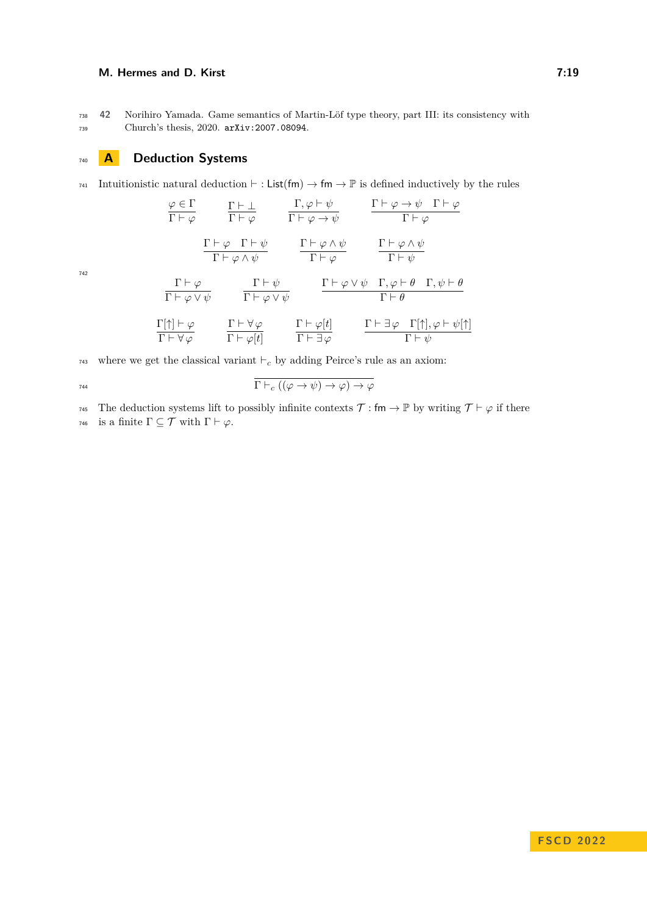42 Norihiro Yamada. Game semantics of Martin-Löf type theory, part III: its consistency with Church's thesis, 2020. arXiv:2007.08094.

## A Deduction Systems

Intuitionistic natural deduction $\vdash : \mathsf{List}(\mathsf{fm}) \to \mathsf{fm} \to \mathbb{P}$ is defined inductively by the rules

$$
\frac{\varphi \in \Gamma}{\Gamma \vdash \varphi} \qquad \frac{\Gamma \vdash \bot}{\Gamma \vdash \varphi} \qquad \frac{\Gamma, \varphi \vdash \psi}{\Gamma \vdash \varphi \to \psi} \qquad \frac{\Gamma \vdash \varphi \to \psi \quad \Gamma \vdash \varphi}{\Gamma \vdash \varphi}
$$

$$
\frac{\Gamma \vdash \varphi \quad \Gamma \vdash \psi}{\Gamma \vdash \varphi \land \psi} \qquad \frac{\Gamma \vdash \varphi \land \psi}{\Gamma \vdash \varphi} \qquad \frac{\Gamma \vdash \varphi \land \psi}{\Gamma \vdash \psi}
$$

$$
\frac{\Gamma \vdash \varphi}{\Gamma \vdash \varphi \lor \psi} \qquad \frac{\Gamma \vdash \psi}{\Gamma \vdash \varphi \lor \psi} \qquad \frac{\Gamma \vdash \varphi \lor \psi \quad \Gamma, \varphi \vdash \theta \quad \Gamma, \psi \vdash \theta}{\Gamma \vdash \theta}
$$

$$
\frac{\Gamma[\uparrow] \vdash \varphi}{\Gamma \vdash \forall \varphi} \qquad \frac{\Gamma \vdash \forall \varphi}{\Gamma \vdash \varphi[t]} \qquad \frac{\Gamma \vdash \varphi[t]}{\Gamma \vdash \exists \varphi} \qquad \frac{\Gamma \vdash \exists \varphi \quad \Gamma[\uparrow], \varphi \vdash \psi[\uparrow]}{\Gamma \vdash \psi}
$$

where we get the classical variant $\vdash_c$ by adding Peirce's rule as an axiom:

$$
\overline{\Gamma \vdash_c ((\varphi \to \psi) \to \varphi) \to \varphi}
$$

The deduction systems lift to possibly infinite contexts $\mathcal{T} : \mathsf{fm} \to \mathbb{P}$ by writing $\mathcal{T} \vdash \varphi$ if there is a finite $\Gamma \subseteq \mathcal{T}$ with $\Gamma \vdash \varphi$.